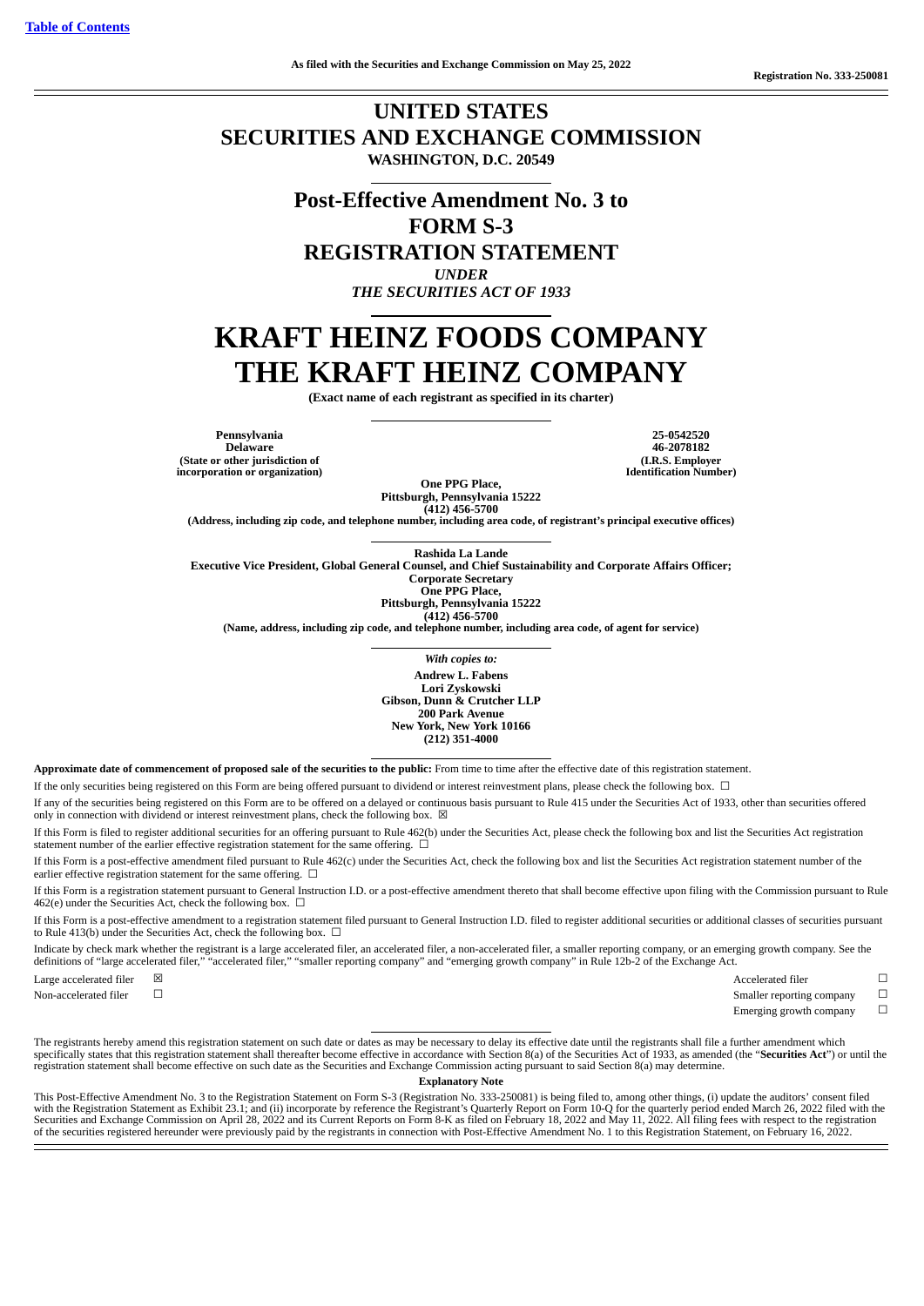[Table of Contents](#)

As filed with the Securities and Exchange Commission on May 25, 2022

Registration No. 333-250081

# UNITED STATES
# SECURITIES AND EXCHANGE COMMISSION
**WASHINGTON, D.C. 20549**

## Post-Effective Amendment No. 3 to
## FORM S-3
## REGISTRATION STATEMENT
***UNDER***
***THE SECURITIES ACT OF 1933***

# KRAFT HEINZ FOODS COMPANY
# THE KRAFT HEINZ COMPANY
**(Exact name of each registrant as specified in its charter)**

| | | |
|---|---|---|
| **Pennsylvania** | | **25-0542520** |
| **Delaware** | | **46-2078182** |
| **(State or other jurisdiction of incorporation or organization)** | | **(I.R.S. Employer Identification Number)** |

**One PPG Place,**
**Pittsburgh, Pennsylvania 15222**
**(412) 456-5700**
**(Address, including zip code, and telephone number, including area code, of registrant's principal executive offices)**

**Rashida La Lande**
**Executive Vice President, Global General Counsel, and Chief Sustainability and Corporate Affairs Officer;**
**Corporate Secretary**
**One PPG Place,**
**Pittsburgh, Pennsylvania 15222**
**(412) 456-5700**
**(Name, address, including zip code, and telephone number, including area code, of agent for service)**

*With copies to:*
**Andrew L. Fabens**
**Lori Zyskowski**
**Gibson, Dunn & Crutcher LLP**
**200 Park Avenue**
**New York, New York 10166**
**(212) 351-4000**

**Approximate date of commencement of proposed sale of the securities to the public:** From time to time after the effective date of this registration statement.

If the only securities being registered on this Form are being offered pursuant to dividend or interest reinvestment plans, please check the following box. ☐

If any of the securities being registered on this Form are to be offered on a delayed or continuous basis pursuant to Rule 415 under the Securities Act of 1933, other than securities offered only in connection with dividend or interest reinvestment plans, check the following box. ☒

If this Form is filed to register additional securities for an offering pursuant to Rule 462(b) under the Securities Act, please check the following box and list the Securities Act registration statement number of the earlier effective registration statement for the same offering. ☐

If this Form is a post-effective amendment filed pursuant to Rule 462(c) under the Securities Act, check the following box and list the Securities Act registration statement number of the earlier effective registration statement for the same offering. ☐

If this Form is a registration statement pursuant to General Instruction I.D. or a post-effective amendment thereto that shall become effective upon filing with the Commission pursuant to Rule 462(e) under the Securities Act, check the following box. ☐

If this Form is a post-effective amendment to a registration statement filed pursuant to General Instruction I.D. filed to register additional securities or additional classes of securities pursuant to Rule 413(b) under the Securities Act, check the following box. ☐

Indicate by check mark whether the registrant is a large accelerated filer, an accelerated filer, a non-accelerated filer, a smaller reporting company, or an emerging growth company. See the definitions of "large accelerated filer," "accelerated filer," "smaller reporting company" and "emerging growth company" in Rule 12b-2 of the Exchange Act.

| | | | |
|---|---|---|---|
| Large accelerated filer | ☒ | Accelerated filer | ☐ |
| Non-accelerated filer | ☐ | Smaller reporting company | ☐ |
| | | Emerging growth company | ☐ |

The registrants hereby amend this registration statement on such date or dates as may be necessary to delay its effective date until the registrants shall file a further amendment which specifically states that this registration statement shall thereafter become effective in accordance with Section 8(a) of the Securities Act of 1933, as amended (the "**Securities Act**") or until the registration statement shall become effective on such date as the Securities and Exchange Commission acting pursuant to said Section 8(a) may determine.

**Explanatory Note**

This Post-Effective Amendment No. 3 to the Registration Statement on Form S-3 (Registration No. 333-250081) is being filed to, among other things, (i) update the auditors' consent filed with the Registration Statement as Exhibit 23.1; and (ii) incorporate by reference the Registrant's Quarterly Report on Form 10-Q for the quarterly period ended March 26, 2022 filed with the Securities and Exchange Commission on April 28, 2022 and its Current Reports on Form 8-K as filed on February 18, 2022 and May 11, 2022. All filing fees with respect to the registration of the securities registered hereunder were previously paid by the registrants in connection with Post-Effective Amendment No. 1 to this Registration Statement, on February 16, 2022.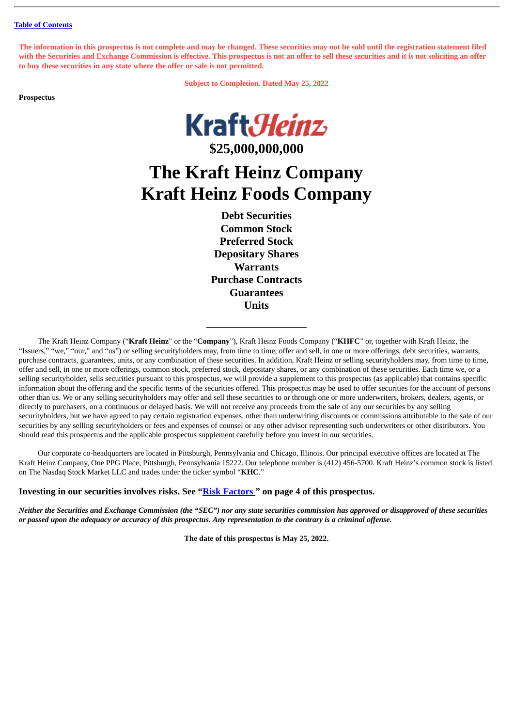[Table of Contents](#)

**The information in this prospectus is not complete and may be changed. These securities may not be sold until the registration statement filed with the Securities and Exchange Commission is effective. This prospectus is not an offer to sell these securities and it is not soliciting an offer to buy these securities in any state where the offer or sale is not permitted.**

**Subject to Completion. Dated May 25, 2022**

**Prospectus**

KraftHeinz

# $25,000,000,000

# The Kraft Heinz Company
# Kraft Heinz Foods Company

**Debt Securities**
**Common Stock**
**Preferred Stock**
**Depositary Shares**
**Warrants**
**Purchase Contracts**
**Guarantees**
**Units**

---

The Kraft Heinz Company ("**Kraft Heinz**" or the "**Company**"), Kraft Heinz Foods Company ("**KHFC**" or, together with Kraft Heinz, the "Issuers," "we," "our," and "us") or selling securityholders may, from time to time, offer and sell, in one or more offerings, debt securities, warrants, purchase contracts, guarantees, units, or any combination of these securities. In addition, Kraft Heinz or selling securityholders may, from time to time, offer and sell, in one or more offerings, common stock, preferred stock, depositary shares, or any combination of these securities. Each time we, or a selling securityholder, sells securities pursuant to this prospectus, we will provide a supplement to this prospectus (as applicable) that contains specific information about the offering and the specific terms of the securities offered. This prospectus may be used to offer securities for the account of persons other than us. We or any selling securityholders may offer and sell these securities to or through one or more underwriters, brokers, dealers, agents, or directly to purchasers, on a continuous or delayed basis. We will not receive any proceeds from the sale of any our securities by any selling securityholders, but we have agreed to pay certain registration expenses, other than underwriting discounts or commissions attributable to the sale of our securities by any selling securityholders or fees and expenses of counsel or any other advisor representing such underwriters or other distributors. You should read this prospectus and the applicable prospectus supplement carefully before you invest in our securities.

Our corporate co-headquarters are located in Pittsburgh, Pennsylvania and Chicago, Illinois. Our principal executive offices are located at The Kraft Heinz Company, One PPG Place, Pittsburgh, Pennsylvania 15222. Our telephone number is (412) 456-5700. Kraft Heinz's common stock is listed on The Nasdaq Stock Market LLC and trades under the ticker symbol "**KHC**."

**Investing in our securities involves risks. See "[Risk Factors](#)" on page 4 of this prospectus.**

***Neither the Securities and Exchange Commission (the "SEC") nor any state securities commission has approved or disapproved of these securities or passed upon the adequacy or accuracy of this prospectus. Any representation to the contrary is a criminal offense.***

**The date of this prospectus is May 25, 2022.**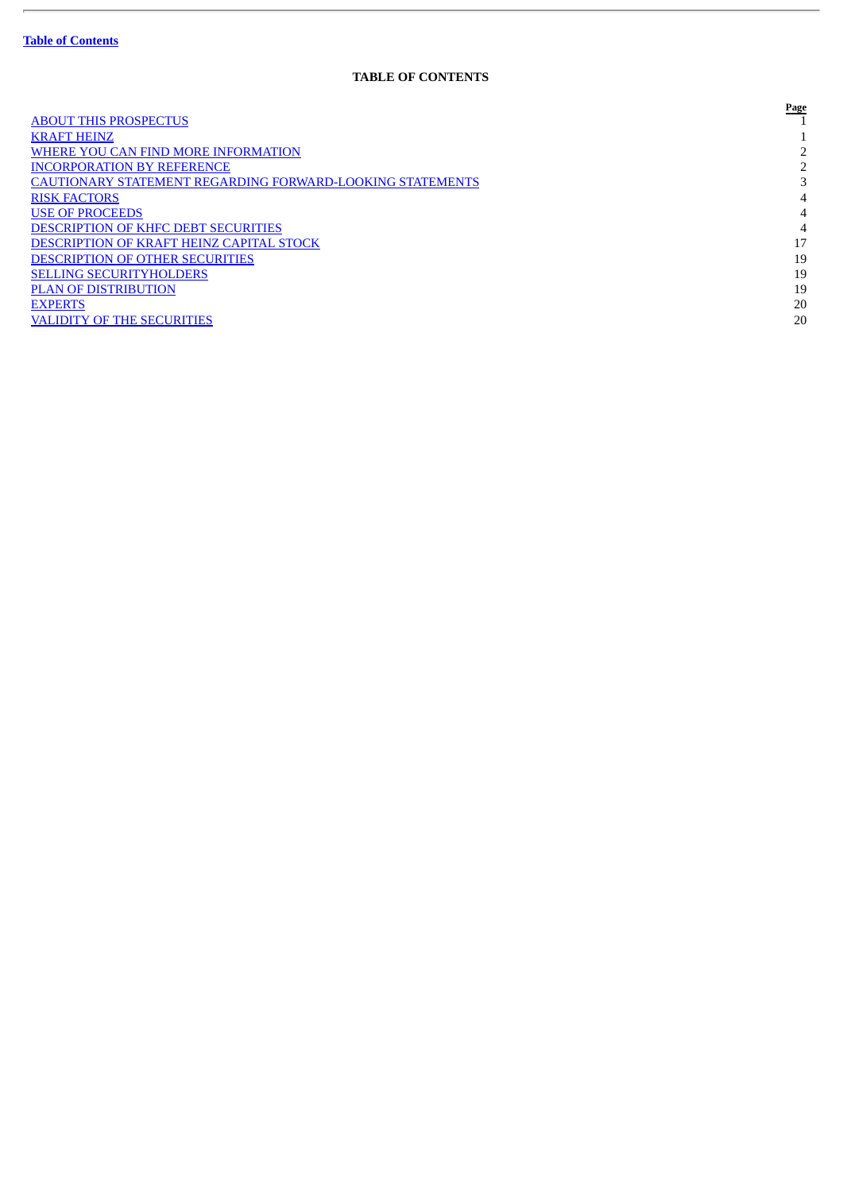[Table of Contents](#)

## TABLE OF CONTENTS

| | Page |
|---|---|
| ABOUT THIS PROSPECTUS | 1 |
| KRAFT HEINZ | 1 |
| WHERE YOU CAN FIND MORE INFORMATION | 2 |
| INCORPORATION BY REFERENCE | 2 |
| CAUTIONARY STATEMENT REGARDING FORWARD-LOOKING STATEMENTS | 3 |
| RISK FACTORS | 4 |
| USE OF PROCEEDS | 4 |
| DESCRIPTION OF KHFC DEBT SECURITIES | 4 |
| DESCRIPTION OF KRAFT HEINZ CAPITAL STOCK | 17 |
| DESCRIPTION OF OTHER SECURITIES | 19 |
| SELLING SECURITYHOLDERS | 19 |
| PLAN OF DISTRIBUTION | 19 |
| EXPERTS | 20 |
| VALIDITY OF THE SECURITIES | 20 |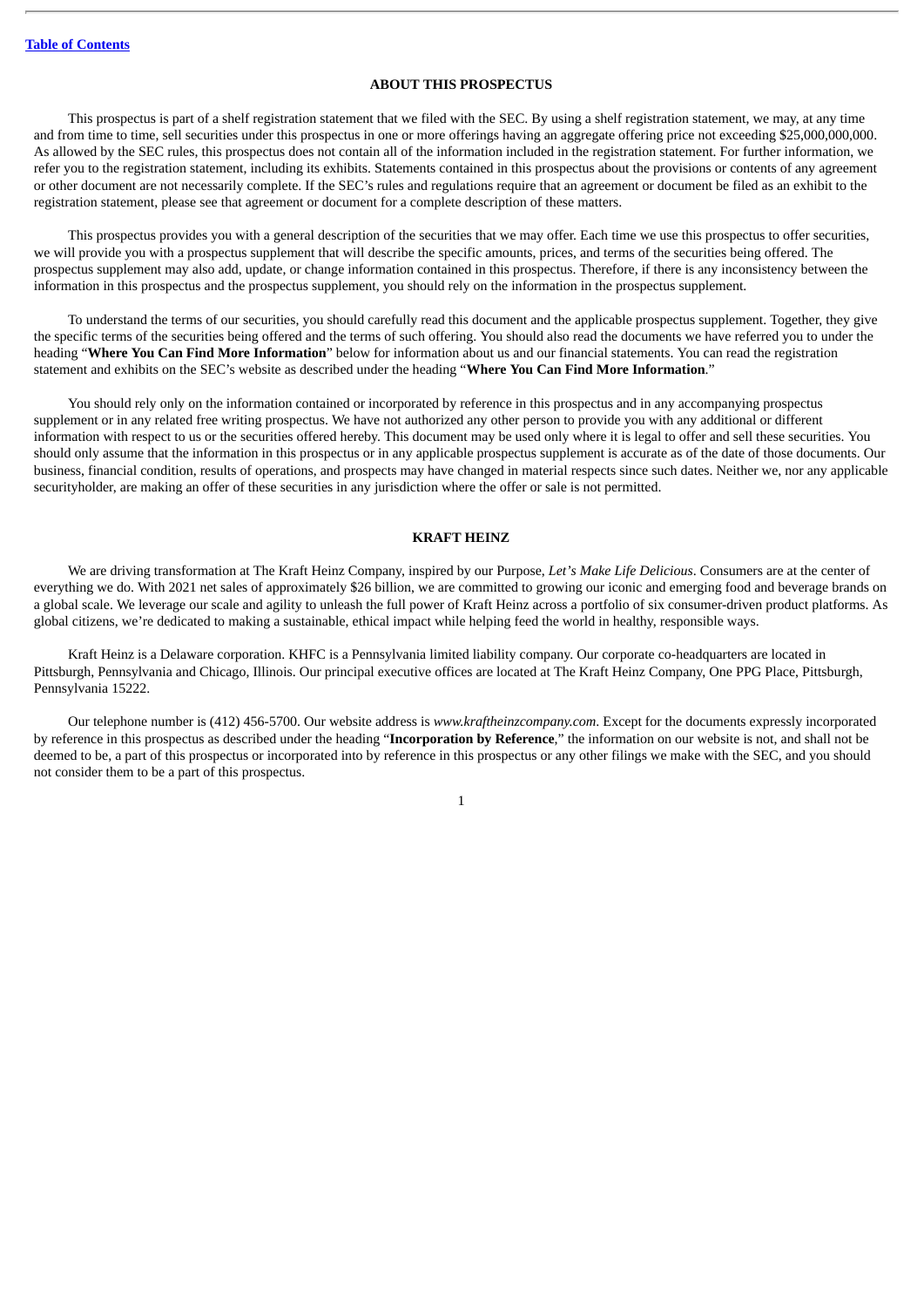## ABOUT THIS PROSPECTUS

This prospectus is part of a shelf registration statement that we filed with the SEC. By using a shelf registration statement, we may, at any time and from time to time, sell securities under this prospectus in one or more offerings having an aggregate offering price not exceeding $25,000,000,000. As allowed by the SEC rules, this prospectus does not contain all of the information included in the registration statement. For further information, we refer you to the registration statement, including its exhibits. Statements contained in this prospectus about the provisions or contents of any agreement or other document are not necessarily complete. If the SEC's rules and regulations require that an agreement or document be filed as an exhibit to the registration statement, please see that agreement or document for a complete description of these matters.

This prospectus provides you with a general description of the securities that we may offer. Each time we use this prospectus to offer securities, we will provide you with a prospectus supplement that will describe the specific amounts, prices, and terms of the securities being offered. The prospectus supplement may also add, update, or change information contained in this prospectus. Therefore, if there is any inconsistency between the information in this prospectus and the prospectus supplement, you should rely on the information in the prospectus supplement.

To understand the terms of our securities, you should carefully read this document and the applicable prospectus supplement. Together, they give the specific terms of the securities being offered and the terms of such offering. You should also read the documents we have referred you to under the heading "**Where You Can Find More Information**" below for information about us and our financial statements. You can read the registration statement and exhibits on the SEC's website as described under the heading "**Where You Can Find More Information**."

You should rely only on the information contained or incorporated by reference in this prospectus and in any accompanying prospectus supplement or in any related free writing prospectus. We have not authorized any other person to provide you with any additional or different information with respect to us or the securities offered hereby. This document may be used only where it is legal to offer and sell these securities. You should only assume that the information in this prospectus or in any applicable prospectus supplement is accurate as of the date of those documents. Our business, financial condition, results of operations, and prospects may have changed in material respects since such dates. Neither we, nor any applicable securityholder, are making an offer of these securities in any jurisdiction where the offer or sale is not permitted.

## KRAFT HEINZ

We are driving transformation at The Kraft Heinz Company, inspired by our Purpose, *Let's Make Life Delicious*. Consumers are at the center of everything we do. With 2021 net sales of approximately $26 billion, we are committed to growing our iconic and emerging food and beverage brands on a global scale. We leverage our scale and agility to unleash the full power of Kraft Heinz across a portfolio of six consumer-driven product platforms. As global citizens, we're dedicated to making a sustainable, ethical impact while helping feed the world in healthy, responsible ways.

Kraft Heinz is a Delaware corporation. KHFC is a Pennsylvania limited liability company. Our corporate co-headquarters are located in Pittsburgh, Pennsylvania and Chicago, Illinois. Our principal executive offices are located at The Kraft Heinz Company, One PPG Place, Pittsburgh, Pennsylvania 15222.

Our telephone number is (412) 456-5700. Our website address is *www.kraftheinzcompany.com*. Except for the documents expressly incorporated by reference in this prospectus as described under the heading "**Incorporation by Reference**," the information on our website is not, and shall not be deemed to be, a part of this prospectus or incorporated into by reference in this prospectus or any other filings we make with the SEC, and you should not consider them to be a part of this prospectus.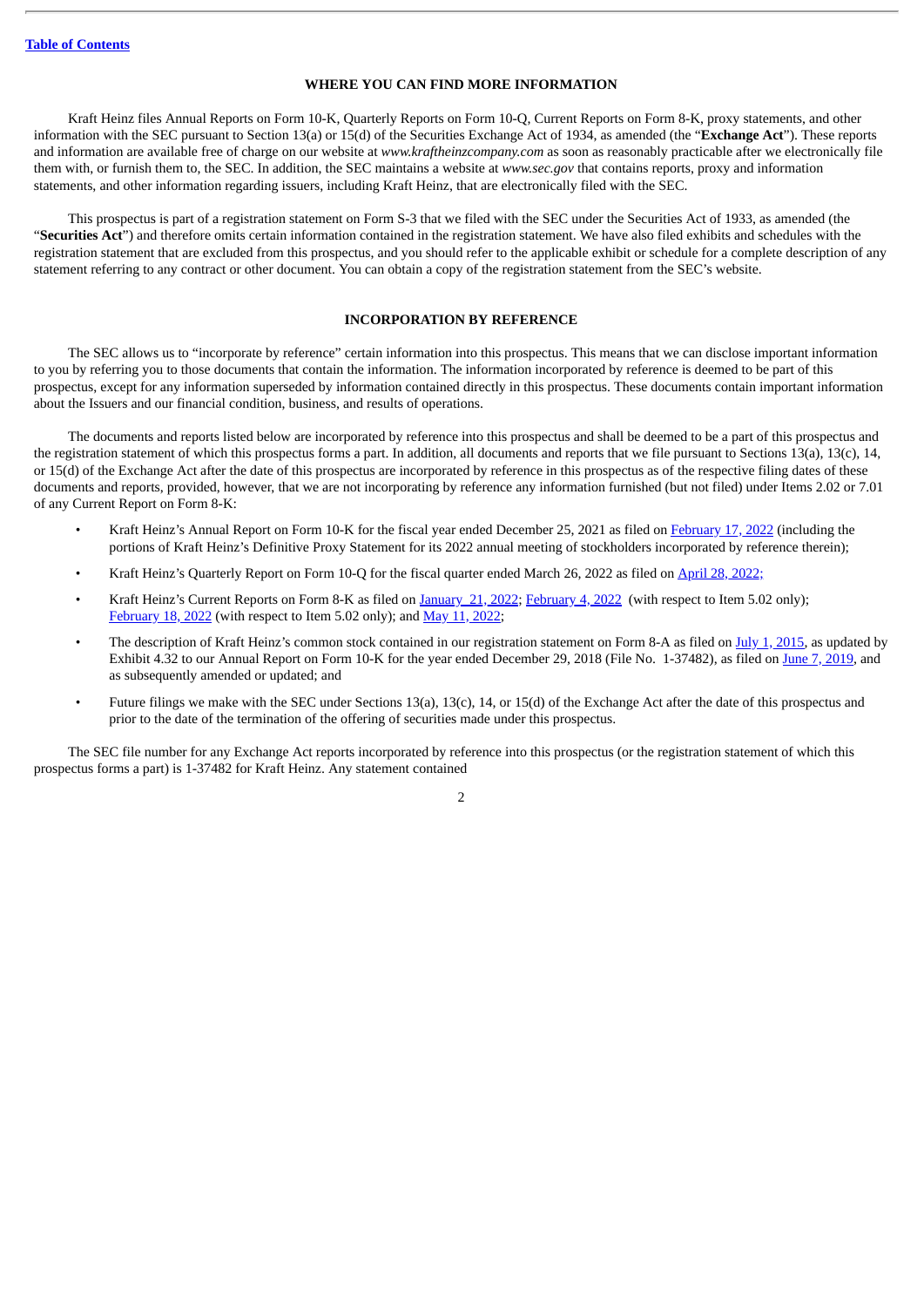## WHERE YOU CAN FIND MORE INFORMATION

Kraft Heinz files Annual Reports on Form 10-K, Quarterly Reports on Form 10-Q, Current Reports on Form 8-K, proxy statements, and other information with the SEC pursuant to Section 13(a) or 15(d) of the Securities Exchange Act of 1934, as amended (the "**Exchange Act**"). These reports and information are available free of charge on our website at *www.kraftheinzcompany.com* as soon as reasonably practicable after we electronically file them with, or furnish them to, the SEC. In addition, the SEC maintains a website at *www.sec.gov* that contains reports, proxy and information statements, and other information regarding issuers, including Kraft Heinz, that are electronically filed with the SEC.

This prospectus is part of a registration statement on Form S-3 that we filed with the SEC under the Securities Act of 1933, as amended (the "**Securities Act**") and therefore omits certain information contained in the registration statement. We have also filed exhibits and schedules with the registration statement that are excluded from this prospectus, and you should refer to the applicable exhibit or schedule for a complete description of any statement referring to any contract or other document. You can obtain a copy of the registration statement from the SEC's website.

## INCORPORATION BY REFERENCE

The SEC allows us to "incorporate by reference" certain information into this prospectus. This means that we can disclose important information to you by referring you to those documents that contain the information. The information incorporated by reference is deemed to be part of this prospectus, except for any information superseded by information contained directly in this prospectus. These documents contain important information about the Issuers and our financial condition, business, and results of operations.

The documents and reports listed below are incorporated by reference into this prospectus and shall be deemed to be a part of this prospectus and the registration statement of which this prospectus forms a part. In addition, all documents and reports that we file pursuant to Sections 13(a), 13(c), 14, or 15(d) of the Exchange Act after the date of this prospectus are incorporated by reference in this prospectus as of the respective filing dates of these documents and reports, provided, however, that we are not incorporating by reference any information furnished (but not filed) under Items 2.02 or 7.01 of any Current Report on Form 8-K:

- Kraft Heinz's Annual Report on Form 10-K for the fiscal year ended December 25, 2021 as filed on February 17, 2022 (including the portions of Kraft Heinz's Definitive Proxy Statement for its 2022 annual meeting of stockholders incorporated by reference therein);
- Kraft Heinz's Quarterly Report on Form 10-Q for the fiscal quarter ended March 26, 2022 as filed on April 28, 2022;
- Kraft Heinz's Current Reports on Form 8-K as filed on January 21, 2022; February 4, 2022 (with respect to Item 5.02 only); February 18, 2022 (with respect to Item 5.02 only); and May 11, 2022;
- The description of Kraft Heinz's common stock contained in our registration statement on Form 8-A as filed on July 1, 2015, as updated by Exhibit 4.32 to our Annual Report on Form 10-K for the year ended December 29, 2018 (File No. 1-37482), as filed on June 7, 2019, and as subsequently amended or updated; and
- Future filings we make with the SEC under Sections 13(a), 13(c), 14, or 15(d) of the Exchange Act after the date of this prospectus and prior to the date of the termination of the offering of securities made under this prospectus.

The SEC file number for any Exchange Act reports incorporated by reference into this prospectus (or the registration statement of which this prospectus forms a part) is 1-37482 for Kraft Heinz. Any statement contained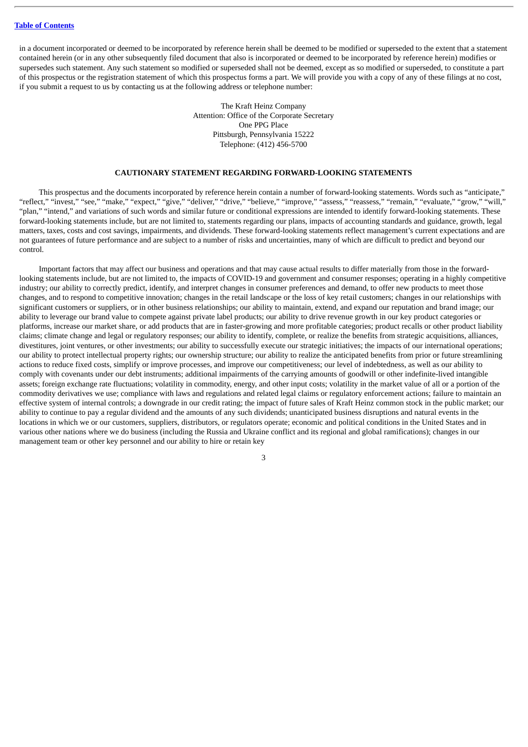in a document incorporated or deemed to be incorporated by reference herein shall be deemed to be modified or superseded to the extent that a statement contained herein (or in any other subsequently filed document that also is incorporated or deemed to be incorporated by reference herein) modifies or supersedes such statement. Any such statement so modified or superseded shall not be deemed, except as so modified or superseded, to constitute a part of this prospectus or the registration statement of which this prospectus forms a part. We will provide you with a copy of any of these filings at no cost, if you submit a request to us by contacting us at the following address or telephone number:

The Kraft Heinz Company
Attention: Office of the Corporate Secretary
One PPG Place
Pittsburgh, Pennsylvania 15222
Telephone: (412) 456-5700

## CAUTIONARY STATEMENT REGARDING FORWARD-LOOKING STATEMENTS

This prospectus and the documents incorporated by reference herein contain a number of forward-looking statements. Words such as "anticipate," "reflect," "invest," "see," "make," "expect," "give," "deliver," "drive," "believe," "improve," "assess," "reassess," "remain," "evaluate," "grow," "will," "plan," "intend," and variations of such words and similar future or conditional expressions are intended to identify forward-looking statements. These forward-looking statements include, but are not limited to, statements regarding our plans, impacts of accounting standards and guidance, growth, legal matters, taxes, costs and cost savings, impairments, and dividends. These forward-looking statements reflect management's current expectations and are not guarantees of future performance and are subject to a number of risks and uncertainties, many of which are difficult to predict and beyond our control.

Important factors that may affect our business and operations and that may cause actual results to differ materially from those in the forward-looking statements include, but are not limited to, the impacts of COVID-19 and government and consumer responses; operating in a highly competitive industry; our ability to correctly predict, identify, and interpret changes in consumer preferences and demand, to offer new products to meet those changes, and to respond to competitive innovation; changes in the retail landscape or the loss of key retail customers; changes in our relationships with significant customers or suppliers, or in other business relationships; our ability to maintain, extend, and expand our reputation and brand image; our ability to leverage our brand value to compete against private label products; our ability to drive revenue growth in our key product categories or platforms, increase our market share, or add products that are in faster-growing and more profitable categories; product recalls or other product liability claims; climate change and legal or regulatory responses; our ability to identify, complete, or realize the benefits from strategic acquisitions, alliances, divestitures, joint ventures, or other investments; our ability to successfully execute our strategic initiatives; the impacts of our international operations; our ability to protect intellectual property rights; our ownership structure; our ability to realize the anticipated benefits from prior or future streamlining actions to reduce fixed costs, simplify or improve processes, and improve our competitiveness; our level of indebtedness, as well as our ability to comply with covenants under our debt instruments; additional impairments of the carrying amounts of goodwill or other indefinite-lived intangible assets; foreign exchange rate fluctuations; volatility in commodity, energy, and other input costs; volatility in the market value of all or a portion of the commodity derivatives we use; compliance with laws and regulations and related legal claims or regulatory enforcement actions; failure to maintain an effective system of internal controls; a downgrade in our credit rating; the impact of future sales of Kraft Heinz common stock in the public market; our ability to continue to pay a regular dividend and the amounts of any such dividends; unanticipated business disruptions and natural events in the locations in which we or our customers, suppliers, distributors, or regulators operate; economic and political conditions in the United States and in various other nations where we do business (including the Russia and Ukraine conflict and its regional and global ramifications); changes in our management team or other key personnel and our ability to hire or retain key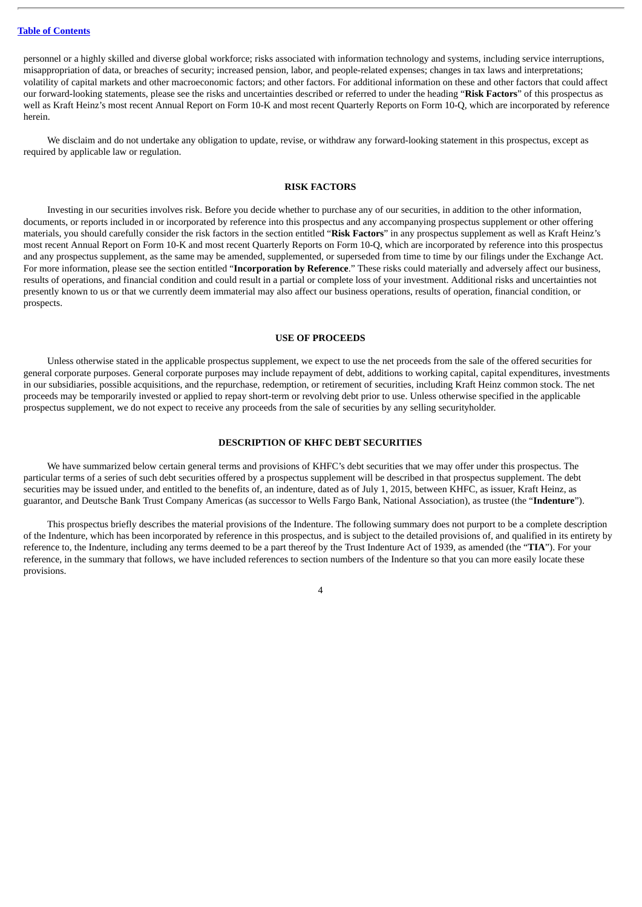personnel or a highly skilled and diverse global workforce; risks associated with information technology and systems, including service interruptions, misappropriation of data, or breaches of security; increased pension, labor, and people-related expenses; changes in tax laws and interpretations; volatility of capital markets and other macroeconomic factors; and other factors. For additional information on these and other factors that could affect our forward-looking statements, please see the risks and uncertainties described or referred to under the heading "**Risk Factors**" of this prospectus as well as Kraft Heinz's most recent Annual Report on Form 10-K and most recent Quarterly Reports on Form 10-Q, which are incorporated by reference herein.

We disclaim and do not undertake any obligation to update, revise, or withdraw any forward-looking statement in this prospectus, except as required by applicable law or regulation.

## RISK FACTORS

Investing in our securities involves risk. Before you decide whether to purchase any of our securities, in addition to the other information, documents, or reports included in or incorporated by reference into this prospectus and any accompanying prospectus supplement or other offering materials, you should carefully consider the risk factors in the section entitled "**Risk Factors**" in any prospectus supplement as well as Kraft Heinz's most recent Annual Report on Form 10-K and most recent Quarterly Reports on Form 10-Q, which are incorporated by reference into this prospectus and any prospectus supplement, as the same may be amended, supplemented, or superseded from time to time by our filings under the Exchange Act. For more information, please see the section entitled "**Incorporation by Reference**." These risks could materially and adversely affect our business, results of operations, and financial condition and could result in a partial or complete loss of your investment. Additional risks and uncertainties not presently known to us or that we currently deem immaterial may also affect our business operations, results of operation, financial condition, or prospects.

## USE OF PROCEEDS

Unless otherwise stated in the applicable prospectus supplement, we expect to use the net proceeds from the sale of the offered securities for general corporate purposes. General corporate purposes may include repayment of debt, additions to working capital, capital expenditures, investments in our subsidiaries, possible acquisitions, and the repurchase, redemption, or retirement of securities, including Kraft Heinz common stock. The net proceeds may be temporarily invested or applied to repay short-term or revolving debt prior to use. Unless otherwise specified in the applicable prospectus supplement, we do not expect to receive any proceeds from the sale of securities by any selling securityholder.

## DESCRIPTION OF KHFC DEBT SECURITIES

We have summarized below certain general terms and provisions of KHFC's debt securities that we may offer under this prospectus. The particular terms of a series of such debt securities offered by a prospectus supplement will be described in that prospectus supplement. The debt securities may be issued under, and entitled to the benefits of, an indenture, dated as of July 1, 2015, between KHFC, as issuer, Kraft Heinz, as guarantor, and Deutsche Bank Trust Company Americas (as successor to Wells Fargo Bank, National Association), as trustee (the "**Indenture**").

This prospectus briefly describes the material provisions of the Indenture. The following summary does not purport to be a complete description of the Indenture, which has been incorporated by reference in this prospectus, and is subject to the detailed provisions of, and qualified in its entirety by reference to, the Indenture, including any terms deemed to be a part thereof by the Trust Indenture Act of 1939, as amended (the "**TIA**"). For your reference, in the summary that follows, we have included references to section numbers of the Indenture so that you can more easily locate these provisions.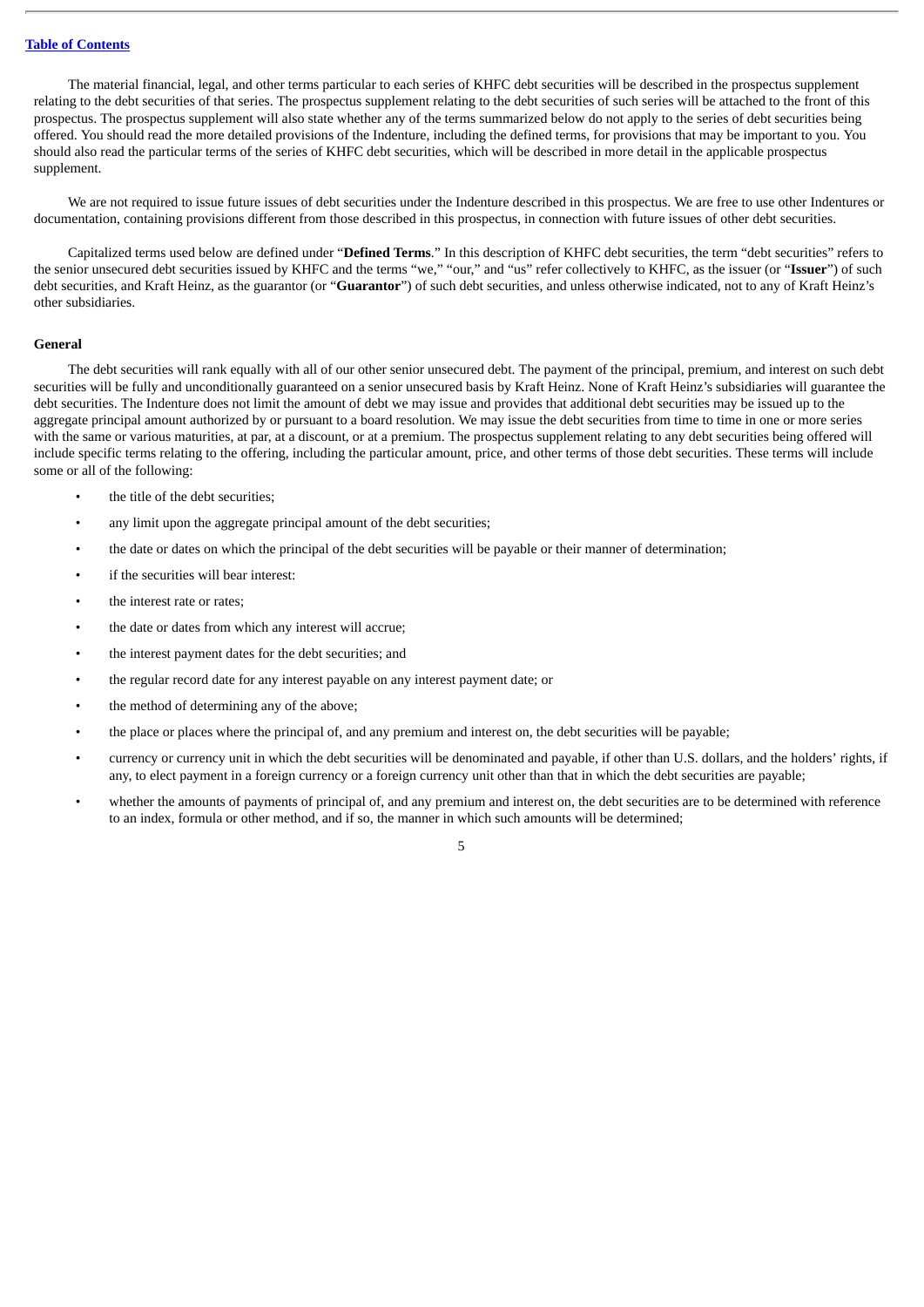The material financial, legal, and other terms particular to each series of KHFC debt securities will be described in the prospectus supplement relating to the debt securities of that series. The prospectus supplement relating to the debt securities of such series will be attached to the front of this prospectus. The prospectus supplement will also state whether any of the terms summarized below do not apply to the series of debt securities being offered. You should read the more detailed provisions of the Indenture, including the defined terms, for provisions that may be important to you. You should also read the particular terms of the series of KHFC debt securities, which will be described in more detail in the applicable prospectus supplement.

We are not required to issue future issues of debt securities under the Indenture described in this prospectus. We are free to use other Indentures or documentation, containing provisions different from those described in this prospectus, in connection with future issues of other debt securities.

Capitalized terms used below are defined under "**Defined Terms**." In this description of KHFC debt securities, the term "debt securities" refers to the senior unsecured debt securities issued by KHFC and the terms "we," "our," and "us" refer collectively to KHFC, as the issuer (or "**Issuer**") of such debt securities, and Kraft Heinz, as the guarantor (or "**Guarantor**") of such debt securities, and unless otherwise indicated, not to any of Kraft Heinz's other subsidiaries.

**General**

The debt securities will rank equally with all of our other senior unsecured debt. The payment of the principal, premium, and interest on such debt securities will be fully and unconditionally guaranteed on a senior unsecured basis by Kraft Heinz. None of Kraft Heinz's subsidiaries will guarantee the debt securities. The Indenture does not limit the amount of debt we may issue and provides that additional debt securities may be issued up to the aggregate principal amount authorized by or pursuant to a board resolution. We may issue the debt securities from time to time in one or more series with the same or various maturities, at par, at a discount, or at a premium. The prospectus supplement relating to any debt securities being offered will include specific terms relating to the offering, including the particular amount, price, and other terms of those debt securities. These terms will include some or all of the following:

- the title of the debt securities;
- any limit upon the aggregate principal amount of the debt securities;
- the date or dates on which the principal of the debt securities will be payable or their manner of determination;
- if the securities will bear interest:
- the interest rate or rates;
- the date or dates from which any interest will accrue;
- the interest payment dates for the debt securities; and
- the regular record date for any interest payable on any interest payment date; or
- the method of determining any of the above;
- the place or places where the principal of, and any premium and interest on, the debt securities will be payable;
- currency or currency unit in which the debt securities will be denominated and payable, if other than U.S. dollars, and the holders' rights, if any, to elect payment in a foreign currency or a foreign currency unit other than that in which the debt securities are payable;
- whether the amounts of payments of principal of, and any premium and interest on, the debt securities are to be determined with reference to an index, formula or other method, and if so, the manner in which such amounts will be determined;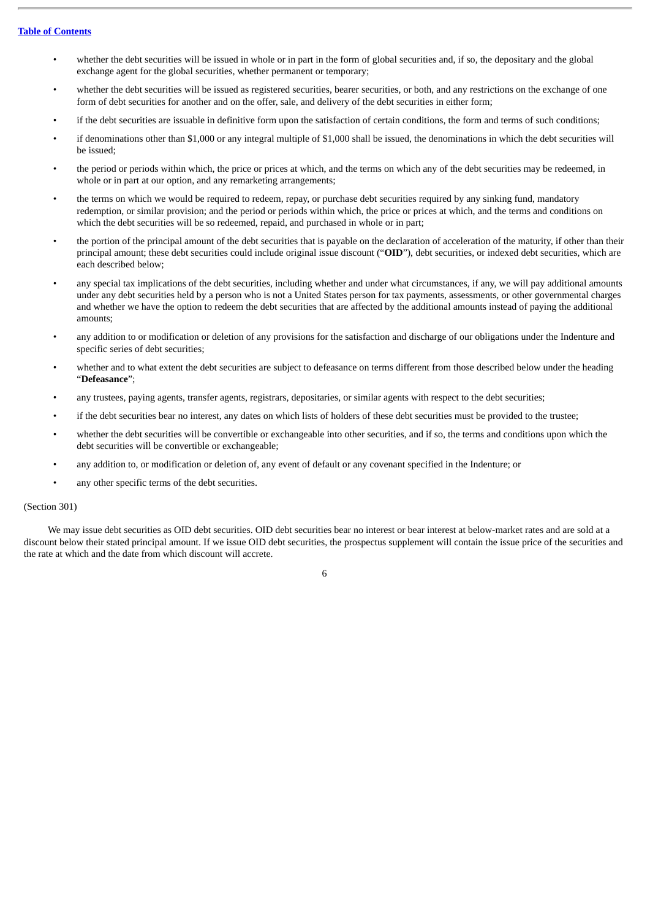- whether the debt securities will be issued in whole or in part in the form of global securities and, if so, the depositary and the global exchange agent for the global securities, whether permanent or temporary;
- whether the debt securities will be issued as registered securities, bearer securities, or both, and any restrictions on the exchange of one form of debt securities for another and on the offer, sale, and delivery of the debt securities in either form;
- if the debt securities are issuable in definitive form upon the satisfaction of certain conditions, the form and terms of such conditions;
- if denominations other than $1,000 or any integral multiple of $1,000 shall be issued, the denominations in which the debt securities will be issued;
- the period or periods within which, the price or prices at which, and the terms on which any of the debt securities may be redeemed, in whole or in part at our option, and any remarketing arrangements;
- the terms on which we would be required to redeem, repay, or purchase debt securities required by any sinking fund, mandatory redemption, or similar provision; and the period or periods within which, the price or prices at which, and the terms and conditions on which the debt securities will be so redeemed, repaid, and purchased in whole or in part;
- the portion of the principal amount of the debt securities that is payable on the declaration of acceleration of the maturity, if other than their principal amount; these debt securities could include original issue discount ("**OID**"), debt securities, or indexed debt securities, which are each described below;
- any special tax implications of the debt securities, including whether and under what circumstances, if any, we will pay additional amounts under any debt securities held by a person who is not a United States person for tax payments, assessments, or other governmental charges and whether we have the option to redeem the debt securities that are affected by the additional amounts instead of paying the additional amounts;
- any addition to or modification or deletion of any provisions for the satisfaction and discharge of our obligations under the Indenture and specific series of debt securities;
- whether and to what extent the debt securities are subject to defeasance on terms different from those described below under the heading "**Defeasance**";
- any trustees, paying agents, transfer agents, registrars, depositaries, or similar agents with respect to the debt securities;
- if the debt securities bear no interest, any dates on which lists of holders of these debt securities must be provided to the trustee;
- whether the debt securities will be convertible or exchangeable into other securities, and if so, the terms and conditions upon which the debt securities will be convertible or exchangeable;
- any addition to, or modification or deletion of, any event of default or any covenant specified in the Indenture; or
- any other specific terms of the debt securities.

(Section 301)

We may issue debt securities as OID debt securities. OID debt securities bear no interest or bear interest at below-market rates and are sold at a discount below their stated principal amount. If we issue OID debt securities, the prospectus supplement will contain the issue price of the securities and the rate at which and the date from which discount will accrete.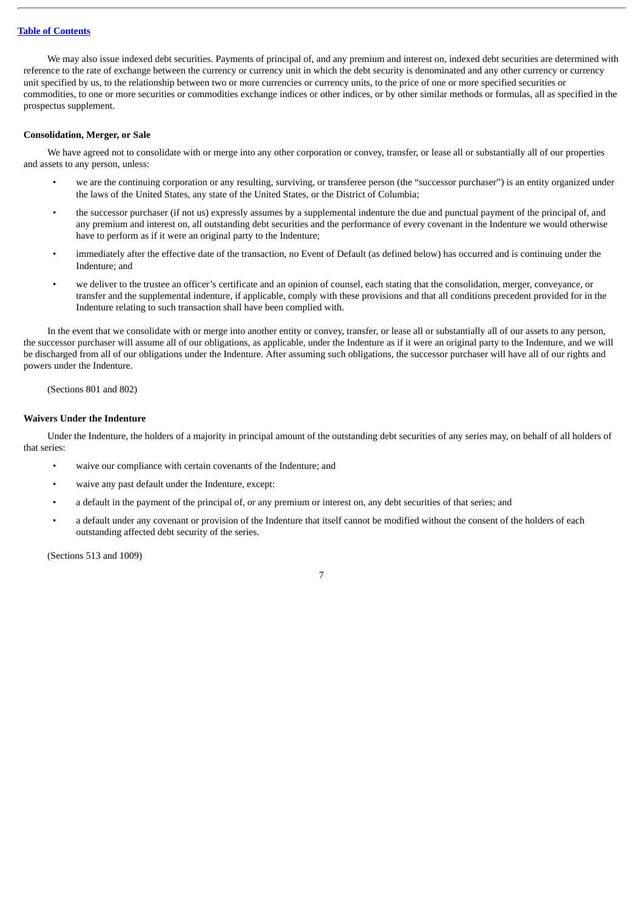We may also issue indexed debt securities. Payments of principal of, and any premium and interest on, indexed debt securities are determined with reference to the rate of exchange between the currency or currency unit in which the debt security is denominated and any other currency or currency unit specified by us, to the relationship between two or more currencies or currency units, to the price of one or more specified securities or commodities, to one or more securities or commodities exchange indices or other indices, or by other similar methods or formulas, all as specified in the prospectus supplement.

**Consolidation, Merger, or Sale**

We have agreed not to consolidate with or merge into any other corporation or convey, transfer, or lease all or substantially all of our properties and assets to any person, unless:

- we are the continuing corporation or any resulting, surviving, or transferee person (the "successor purchaser") is an entity organized under the laws of the United States, any state of the United States, or the District of Columbia;
- the successor purchaser (if not us) expressly assumes by a supplemental indenture the due and punctual payment of the principal of, and any premium and interest on, all outstanding debt securities and the performance of every covenant in the Indenture we would otherwise have to perform as if it were an original party to the Indenture;
- immediately after the effective date of the transaction, no Event of Default (as defined below) has occurred and is continuing under the Indenture; and
- we deliver to the trustee an officer's certificate and an opinion of counsel, each stating that the consolidation, merger, conveyance, or transfer and the supplemental indenture, if applicable, comply with these provisions and that all conditions precedent provided for in the Indenture relating to such transaction shall have been complied with.

In the event that we consolidate with or merge into another entity or convey, transfer, or lease all or substantially all of our assets to any person, the successor purchaser will assume all of our obligations, as applicable, under the Indenture as if it were an original party to the Indenture, and we will be discharged from all of our obligations under the Indenture. After assuming such obligations, the successor purchaser will have all of our rights and powers under the Indenture.

(Sections 801 and 802)

**Waivers Under the Indenture**

Under the Indenture, the holders of a majority in principal amount of the outstanding debt securities of any series may, on behalf of all holders of that series:

- waive our compliance with certain covenants of the Indenture; and
- waive any past default under the Indenture, except:
- a default in the payment of the principal of, or any premium or interest on, any debt securities of that series; and
- a default under any covenant or provision of the Indenture that itself cannot be modified without the consent of the holders of each outstanding affected debt security of the series.

(Sections 513 and 1009)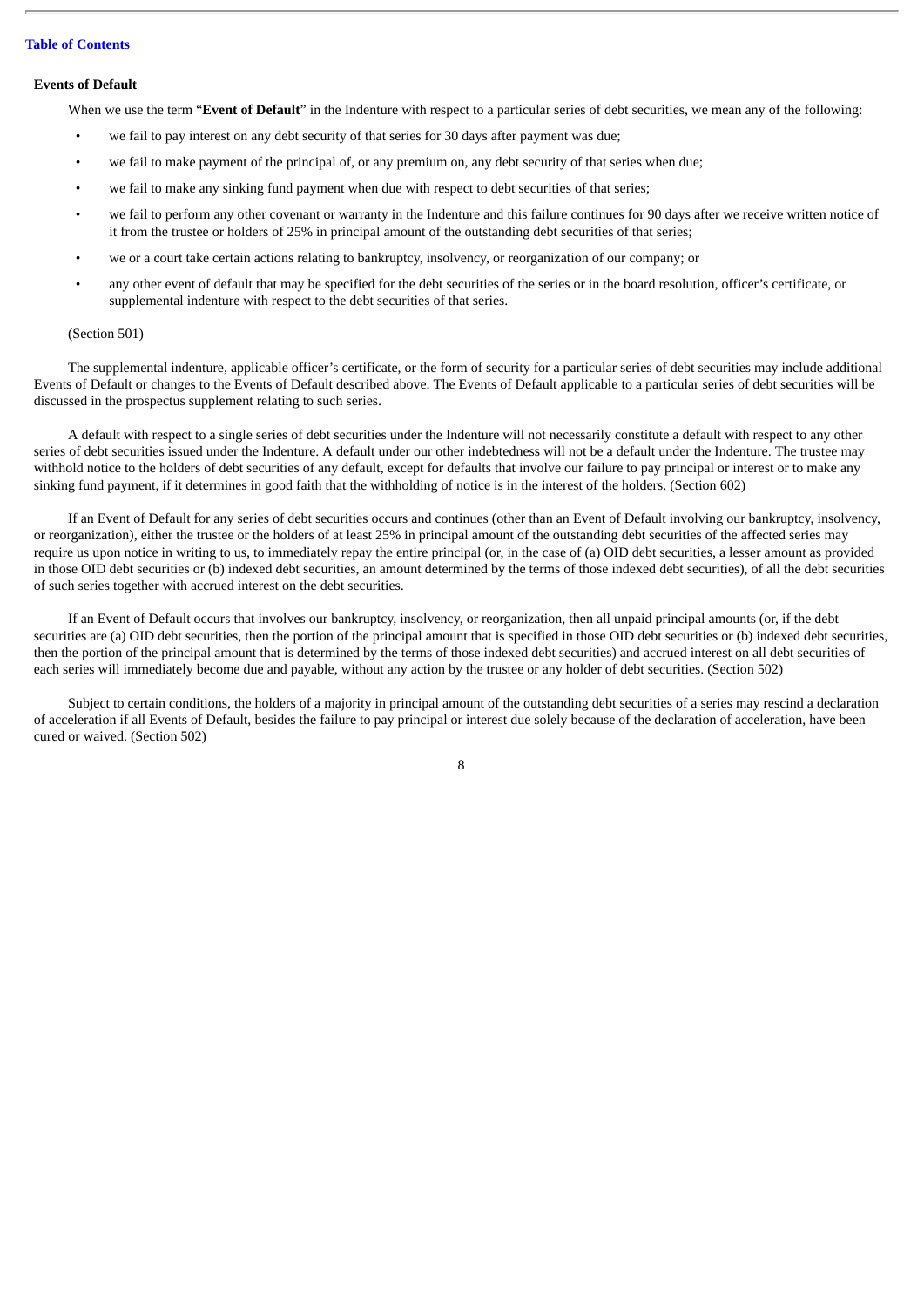### Events of Default

When we use the term "**Event of Default**" in the Indenture with respect to a particular series of debt securities, we mean any of the following:

- we fail to pay interest on any debt security of that series for 30 days after payment was due;
- we fail to make payment of the principal of, or any premium on, any debt security of that series when due;
- we fail to make any sinking fund payment when due with respect to debt securities of that series;
- we fail to perform any other covenant or warranty in the Indenture and this failure continues for 90 days after we receive written notice of it from the trustee or holders of 25% in principal amount of the outstanding debt securities of that series;
- we or a court take certain actions relating to bankruptcy, insolvency, or reorganization of our company; or
- any other event of default that may be specified for the debt securities of the series or in the board resolution, officer's certificate, or supplemental indenture with respect to the debt securities of that series.

(Section 501)

The supplemental indenture, applicable officer's certificate, or the form of security for a particular series of debt securities may include additional Events of Default or changes to the Events of Default described above. The Events of Default applicable to a particular series of debt securities will be discussed in the prospectus supplement relating to such series.

A default with respect to a single series of debt securities under the Indenture will not necessarily constitute a default with respect to any other series of debt securities issued under the Indenture. A default under our other indebtedness will not be a default under the Indenture. The trustee may withhold notice to the holders of debt securities of any default, except for defaults that involve our failure to pay principal or interest or to make any sinking fund payment, if it determines in good faith that the withholding of notice is in the interest of the holders. (Section 602)

If an Event of Default for any series of debt securities occurs and continues (other than an Event of Default involving our bankruptcy, insolvency, or reorganization), either the trustee or the holders of at least 25% in principal amount of the outstanding debt securities of the affected series may require us upon notice in writing to us, to immediately repay the entire principal (or, in the case of (a) OID debt securities, a lesser amount as provided in those OID debt securities or (b) indexed debt securities, an amount determined by the terms of those indexed debt securities), of all the debt securities of such series together with accrued interest on the debt securities.

If an Event of Default occurs that involves our bankruptcy, insolvency, or reorganization, then all unpaid principal amounts (or, if the debt securities are (a) OID debt securities, then the portion of the principal amount that is specified in those OID debt securities or (b) indexed debt securities, then the portion of the principal amount that is determined by the terms of those indexed debt securities) and accrued interest on all debt securities of each series will immediately become due and payable, without any action by the trustee or any holder of debt securities. (Section 502)

Subject to certain conditions, the holders of a majority in principal amount of the outstanding debt securities of a series may rescind a declaration of acceleration if all Events of Default, besides the failure to pay principal or interest due solely because of the declaration of acceleration, have been cured or waived. (Section 502)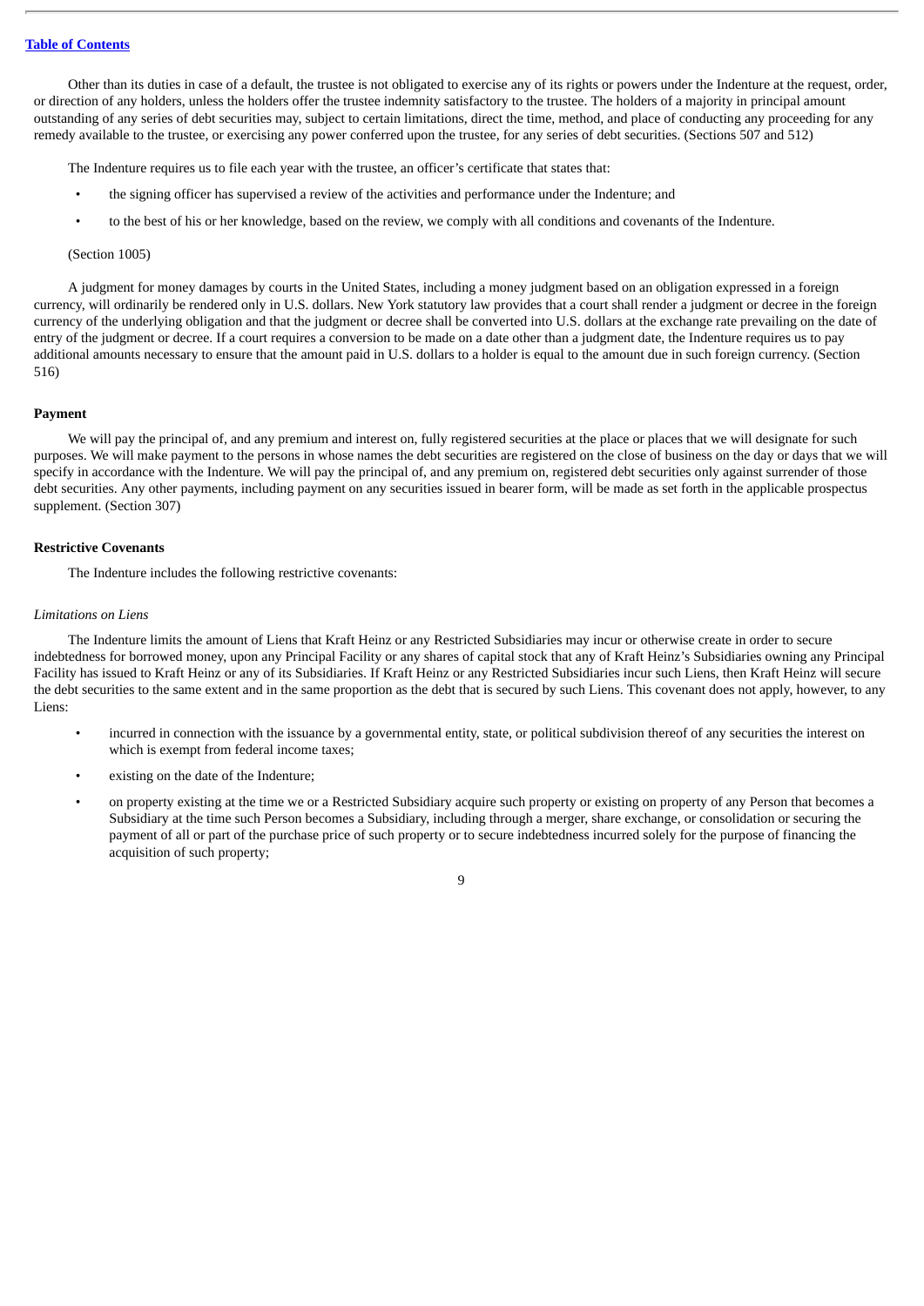Other than its duties in case of a default, the trustee is not obligated to exercise any of its rights or powers under the Indenture at the request, order, or direction of any holders, unless the holders offer the trustee indemnity satisfactory to the trustee. The holders of a majority in principal amount outstanding of any series of debt securities may, subject to certain limitations, direct the time, method, and place of conducting any proceeding for any remedy available to the trustee, or exercising any power conferred upon the trustee, for any series of debt securities. (Sections 507 and 512)

The Indenture requires us to file each year with the trustee, an officer's certificate that states that:

- the signing officer has supervised a review of the activities and performance under the Indenture; and
- to the best of his or her knowledge, based on the review, we comply with all conditions and covenants of the Indenture.

(Section 1005)

A judgment for money damages by courts in the United States, including a money judgment based on an obligation expressed in a foreign currency, will ordinarily be rendered only in U.S. dollars. New York statutory law provides that a court shall render a judgment or decree in the foreign currency of the underlying obligation and that the judgment or decree shall be converted into U.S. dollars at the exchange rate prevailing on the date of entry of the judgment or decree. If a court requires a conversion to be made on a date other than a judgment date, the Indenture requires us to pay additional amounts necessary to ensure that the amount paid in U.S. dollars to a holder is equal to the amount due in such foreign currency. (Section 516)

**Payment**

We will pay the principal of, and any premium and interest on, fully registered securities at the place or places that we will designate for such purposes. We will make payment to the persons in whose names the debt securities are registered on the close of business on the day or days that we will specify in accordance with the Indenture. We will pay the principal of, and any premium on, registered debt securities only against surrender of those debt securities. Any other payments, including payment on any securities issued in bearer form, will be made as set forth in the applicable prospectus supplement. (Section 307)

**Restrictive Covenants**

The Indenture includes the following restrictive covenants:

*Limitations on Liens*

The Indenture limits the amount of Liens that Kraft Heinz or any Restricted Subsidiaries may incur or otherwise create in order to secure indebtedness for borrowed money, upon any Principal Facility or any shares of capital stock that any of Kraft Heinz's Subsidiaries owning any Principal Facility has issued to Kraft Heinz or any of its Subsidiaries. If Kraft Heinz or any Restricted Subsidiaries incur such Liens, then Kraft Heinz will secure the debt securities to the same extent and in the same proportion as the debt that is secured by such Liens. This covenant does not apply, however, to any Liens:

- incurred in connection with the issuance by a governmental entity, state, or political subdivision thereof of any securities the interest on which is exempt from federal income taxes;
- existing on the date of the Indenture;
- on property existing at the time we or a Restricted Subsidiary acquire such property or existing on property of any Person that becomes a Subsidiary at the time such Person becomes a Subsidiary, including through a merger, share exchange, or consolidation or securing the payment of all or part of the purchase price of such property or to secure indebtedness incurred solely for the purpose of financing the acquisition of such property;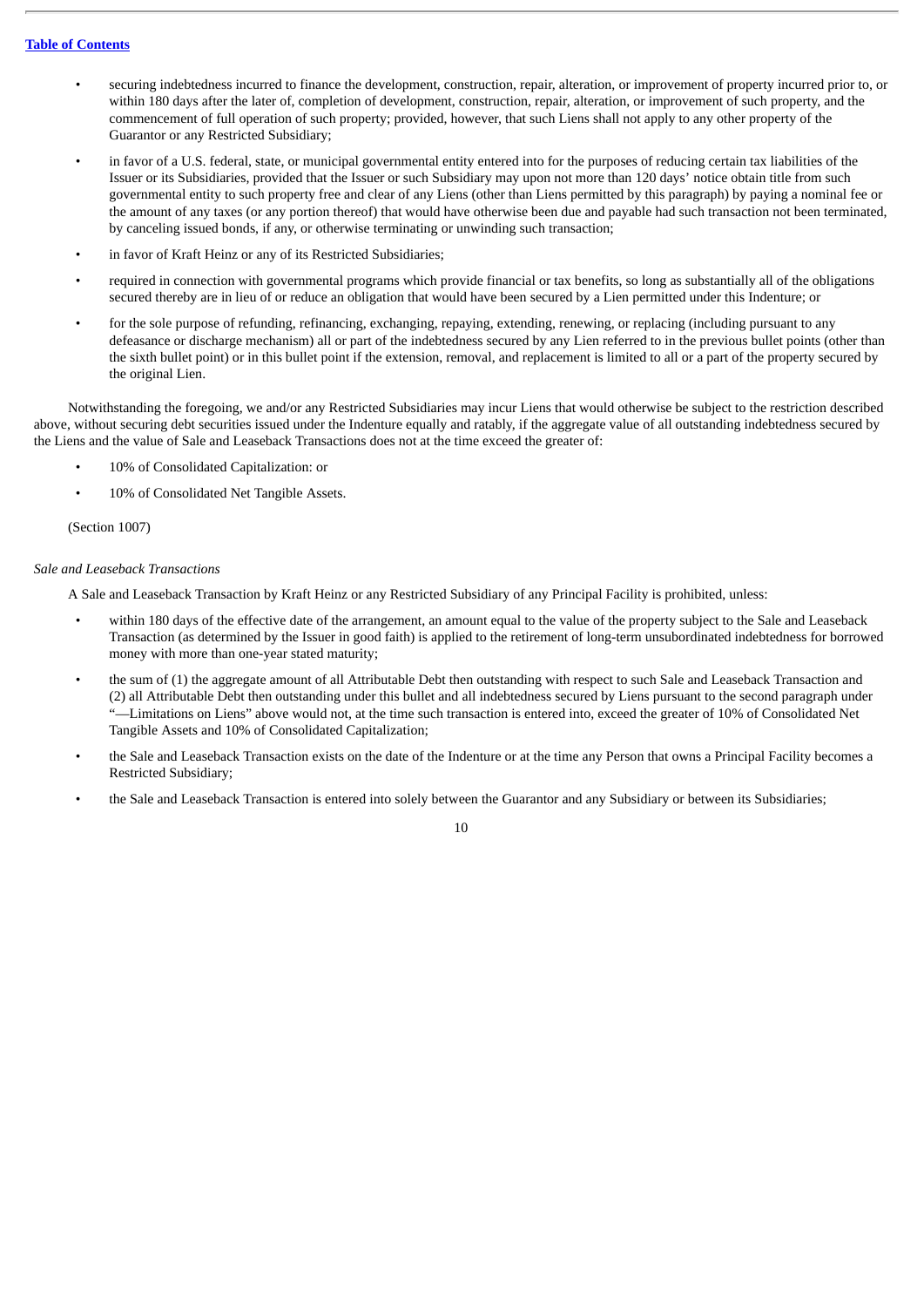- securing indebtedness incurred to finance the development, construction, repair, alteration, or improvement of property incurred prior to, or within 180 days after the later of, completion of development, construction, repair, alteration, or improvement of such property, and the commencement of full operation of such property; provided, however, that such Liens shall not apply to any other property of the Guarantor or any Restricted Subsidiary;
- in favor of a U.S. federal, state, or municipal governmental entity entered into for the purposes of reducing certain tax liabilities of the Issuer or its Subsidiaries, provided that the Issuer or such Subsidiary may upon not more than 120 days' notice obtain title from such governmental entity to such property free and clear of any Liens (other than Liens permitted by this paragraph) by paying a nominal fee or the amount of any taxes (or any portion thereof) that would have otherwise been due and payable had such transaction not been terminated, by canceling issued bonds, if any, or otherwise terminating or unwinding such transaction;
- in favor of Kraft Heinz or any of its Restricted Subsidiaries;
- required in connection with governmental programs which provide financial or tax benefits, so long as substantially all of the obligations secured thereby are in lieu of or reduce an obligation that would have been secured by a Lien permitted under this Indenture; or
- for the sole purpose of refunding, refinancing, exchanging, repaying, extending, renewing, or replacing (including pursuant to any defeasance or discharge mechanism) all or part of the indebtedness secured by any Lien referred to in the previous bullet points (other than the sixth bullet point) or in this bullet point if the extension, removal, and replacement is limited to all or a part of the property secured by the original Lien.

Notwithstanding the foregoing, we and/or any Restricted Subsidiaries may incur Liens that would otherwise be subject to the restriction described above, without securing debt securities issued under the Indenture equally and ratably, if the aggregate value of all outstanding indebtedness secured by the Liens and the value of Sale and Leaseback Transactions does not at the time exceed the greater of:

- 10% of Consolidated Capitalization: or
- 10% of Consolidated Net Tangible Assets.

(Section 1007)

*Sale and Leaseback Transactions*

A Sale and Leaseback Transaction by Kraft Heinz or any Restricted Subsidiary of any Principal Facility is prohibited, unless:

- within 180 days of the effective date of the arrangement, an amount equal to the value of the property subject to the Sale and Leaseback Transaction (as determined by the Issuer in good faith) is applied to the retirement of long-term unsubordinated indebtedness for borrowed money with more than one-year stated maturity;
- the sum of (1) the aggregate amount of all Attributable Debt then outstanding with respect to such Sale and Leaseback Transaction and (2) all Attributable Debt then outstanding under this bullet and all indebtedness secured by Liens pursuant to the second paragraph under "—Limitations on Liens" above would not, at the time such transaction is entered into, exceed the greater of 10% of Consolidated Net Tangible Assets and 10% of Consolidated Capitalization;
- the Sale and Leaseback Transaction exists on the date of the Indenture or at the time any Person that owns a Principal Facility becomes a Restricted Subsidiary;
- the Sale and Leaseback Transaction is entered into solely between the Guarantor and any Subsidiary or between its Subsidiaries;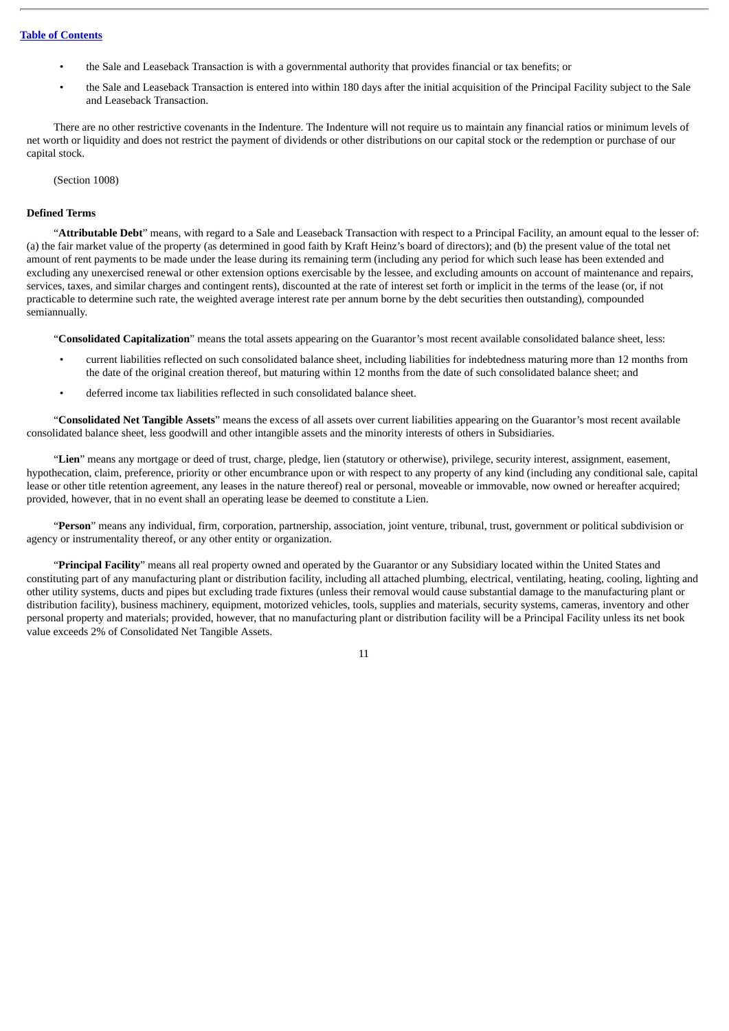- the Sale and Leaseback Transaction is with a governmental authority that provides financial or tax benefits; or
- the Sale and Leaseback Transaction is entered into within 180 days after the initial acquisition of the Principal Facility subject to the Sale and Leaseback Transaction.

There are no other restrictive covenants in the Indenture. The Indenture will not require us to maintain any financial ratios or minimum levels of net worth or liquidity and does not restrict the payment of dividends or other distributions on our capital stock or the redemption or purchase of our capital stock.

(Section 1008)

**Defined Terms**

"**Attributable Debt**" means, with regard to a Sale and Leaseback Transaction with respect to a Principal Facility, an amount equal to the lesser of: (a) the fair market value of the property (as determined in good faith by Kraft Heinz's board of directors); and (b) the present value of the total net amount of rent payments to be made under the lease during its remaining term (including any period for which such lease has been extended and excluding any unexercised renewal or other extension options exercisable by the lessee, and excluding amounts on account of maintenance and repairs, services, taxes, and similar charges and contingent rents), discounted at the rate of interest set forth or implicit in the terms of the lease (or, if not practicable to determine such rate, the weighted average interest rate per annum borne by the debt securities then outstanding), compounded semiannually.

"**Consolidated Capitalization**" means the total assets appearing on the Guarantor's most recent available consolidated balance sheet, less:

- current liabilities reflected on such consolidated balance sheet, including liabilities for indebtedness maturing more than 12 months from the date of the original creation thereof, but maturing within 12 months from the date of such consolidated balance sheet; and
- deferred income tax liabilities reflected in such consolidated balance sheet.

"**Consolidated Net Tangible Assets**" means the excess of all assets over current liabilities appearing on the Guarantor's most recent available consolidated balance sheet, less goodwill and other intangible assets and the minority interests of others in Subsidiaries.

"**Lien**" means any mortgage or deed of trust, charge, pledge, lien (statutory or otherwise), privilege, security interest, assignment, easement, hypothecation, claim, preference, priority or other encumbrance upon or with respect to any property of any kind (including any conditional sale, capital lease or other title retention agreement, any leases in the nature thereof) real or personal, moveable or immovable, now owned or hereafter acquired; provided, however, that in no event shall an operating lease be deemed to constitute a Lien.

"**Person**" means any individual, firm, corporation, partnership, association, joint venture, tribunal, trust, government or political subdivision or agency or instrumentality thereof, or any other entity or organization.

"**Principal Facility**" means all real property owned and operated by the Guarantor or any Subsidiary located within the United States and constituting part of any manufacturing plant or distribution facility, including all attached plumbing, electrical, ventilating, heating, cooling, lighting and other utility systems, ducts and pipes but excluding trade fixtures (unless their removal would cause substantial damage to the manufacturing plant or distribution facility), business machinery, equipment, motorized vehicles, tools, supplies and materials, security systems, cameras, inventory and other personal property and materials; provided, however, that no manufacturing plant or distribution facility will be a Principal Facility unless its net book value exceeds 2% of Consolidated Net Tangible Assets.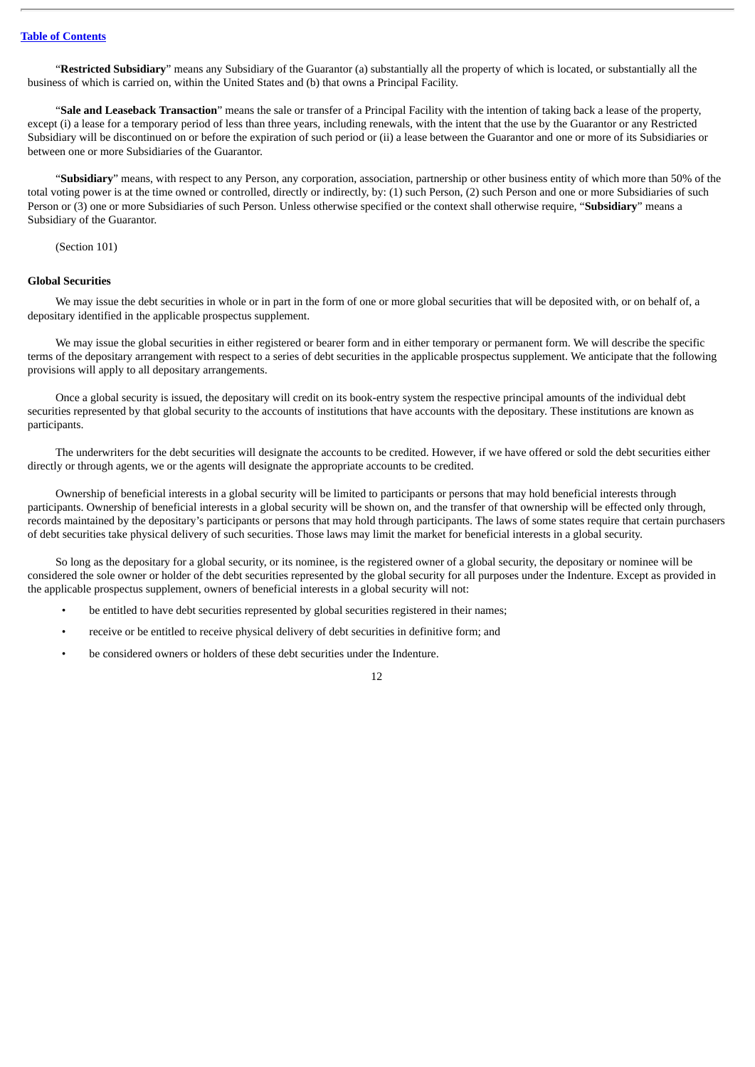"**Restricted Subsidiary**" means any Subsidiary of the Guarantor (a) substantially all the property of which is located, or substantially all the business of which is carried on, within the United States and (b) that owns a Principal Facility.

"**Sale and Leaseback Transaction**" means the sale or transfer of a Principal Facility with the intention of taking back a lease of the property, except (i) a lease for a temporary period of less than three years, including renewals, with the intent that the use by the Guarantor or any Restricted Subsidiary will be discontinued on or before the expiration of such period or (ii) a lease between the Guarantor and one or more of its Subsidiaries or between one or more Subsidiaries of the Guarantor.

"**Subsidiary**" means, with respect to any Person, any corporation, association, partnership or other business entity of which more than 50% of the total voting power is at the time owned or controlled, directly or indirectly, by: (1) such Person, (2) such Person and one or more Subsidiaries of such Person or (3) one or more Subsidiaries of such Person. Unless otherwise specified or the context shall otherwise require, "**Subsidiary**" means a Subsidiary of the Guarantor.

(Section 101)

### Global Securities

We may issue the debt securities in whole or in part in the form of one or more global securities that will be deposited with, or on behalf of, a depositary identified in the applicable prospectus supplement.

We may issue the global securities in either registered or bearer form and in either temporary or permanent form. We will describe the specific terms of the depositary arrangement with respect to a series of debt securities in the applicable prospectus supplement. We anticipate that the following provisions will apply to all depositary arrangements.

Once a global security is issued, the depositary will credit on its book-entry system the respective principal amounts of the individual debt securities represented by that global security to the accounts of institutions that have accounts with the depositary. These institutions are known as participants.

The underwriters for the debt securities will designate the accounts to be credited. However, if we have offered or sold the debt securities either directly or through agents, we or the agents will designate the appropriate accounts to be credited.

Ownership of beneficial interests in a global security will be limited to participants or persons that may hold beneficial interests through participants. Ownership of beneficial interests in a global security will be shown on, and the transfer of that ownership will be effected only through, records maintained by the depositary's participants or persons that may hold through participants. The laws of some states require that certain purchasers of debt securities take physical delivery of such securities. Those laws may limit the market for beneficial interests in a global security.

So long as the depositary for a global security, or its nominee, is the registered owner of a global security, the depositary or nominee will be considered the sole owner or holder of the debt securities represented by the global security for all purposes under the Indenture. Except as provided in the applicable prospectus supplement, owners of beneficial interests in a global security will not:

- be entitled to have debt securities represented by global securities registered in their names;
- receive or be entitled to receive physical delivery of debt securities in definitive form; and
- be considered owners or holders of these debt securities under the Indenture.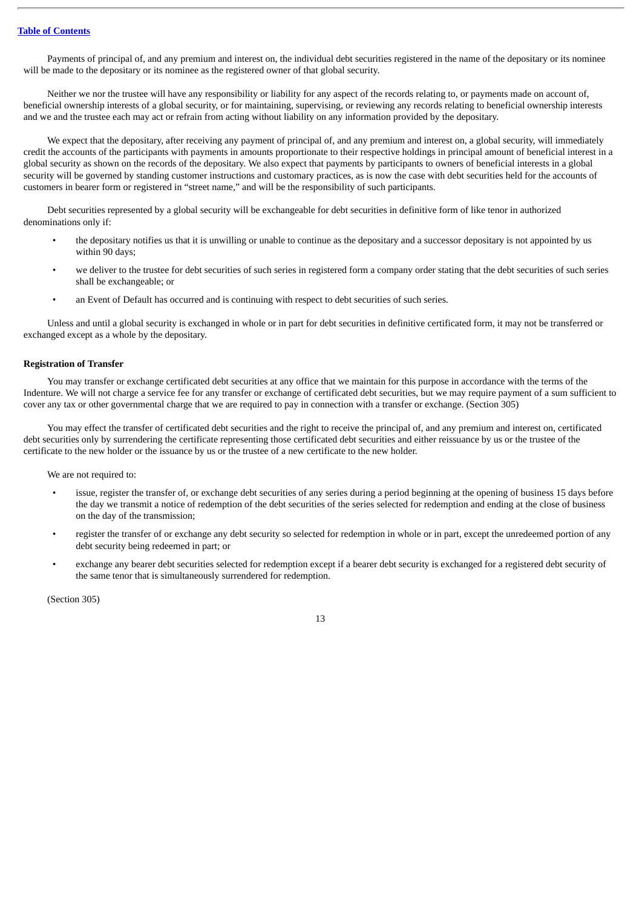Payments of principal of, and any premium and interest on, the individual debt securities registered in the name of the depositary or its nominee will be made to the depositary or its nominee as the registered owner of that global security.

Neither we nor the trustee will have any responsibility or liability for any aspect of the records relating to, or payments made on account of, beneficial ownership interests of a global security, or for maintaining, supervising, or reviewing any records relating to beneficial ownership interests and we and the trustee each may act or refrain from acting without liability on any information provided by the depositary.

We expect that the depositary, after receiving any payment of principal of, and any premium and interest on, a global security, will immediately credit the accounts of the participants with payments in amounts proportionate to their respective holdings in principal amount of beneficial interest in a global security as shown on the records of the depositary. We also expect that payments by participants to owners of beneficial interests in a global security will be governed by standing customer instructions and customary practices, as is now the case with debt securities held for the accounts of customers in bearer form or registered in "street name," and will be the responsibility of such participants.

Debt securities represented by a global security will be exchangeable for debt securities in definitive form of like tenor in authorized denominations only if:

- the depositary notifies us that it is unwilling or unable to continue as the depositary and a successor depositary is not appointed by us within 90 days;
- we deliver to the trustee for debt securities of such series in registered form a company order stating that the debt securities of such series shall be exchangeable; or
- an Event of Default has occurred and is continuing with respect to debt securities of such series.

Unless and until a global security is exchanged in whole or in part for debt securities in definitive certificated form, it may not be transferred or exchanged except as a whole by the depositary.

**Registration of Transfer**

You may transfer or exchange certificated debt securities at any office that we maintain for this purpose in accordance with the terms of the Indenture. We will not charge a service fee for any transfer or exchange of certificated debt securities, but we may require payment of a sum sufficient to cover any tax or other governmental charge that we are required to pay in connection with a transfer or exchange. (Section 305)

You may effect the transfer of certificated debt securities and the right to receive the principal of, and any premium and interest on, certificated debt securities only by surrendering the certificate representing those certificated debt securities and either reissuance by us or the trustee of the certificate to the new holder or the issuance by us or the trustee of a new certificate to the new holder.

We are not required to:

- issue, register the transfer of, or exchange debt securities of any series during a period beginning at the opening of business 15 days before the day we transmit a notice of redemption of the debt securities of the series selected for redemption and ending at the close of business on the day of the transmission;
- register the transfer of or exchange any debt security so selected for redemption in whole or in part, except the unredeemed portion of any debt security being redeemed in part; or
- exchange any bearer debt securities selected for redemption except if a bearer debt security is exchanged for a registered debt security of the same tenor that is simultaneously surrendered for redemption.

(Section 305)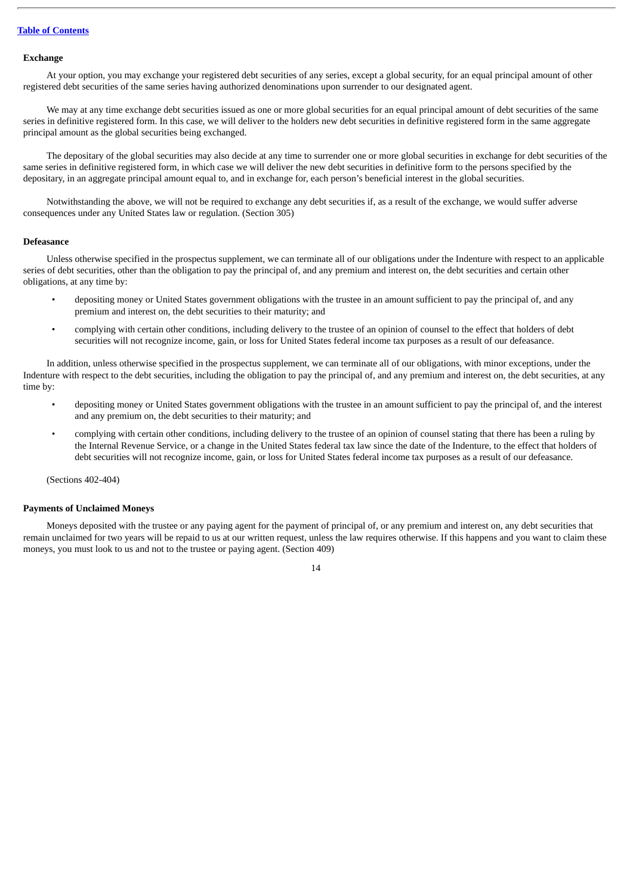### Exchange

At your option, you may exchange your registered debt securities of any series, except a global security, for an equal principal amount of other registered debt securities of the same series having authorized denominations upon surrender to our designated agent.

We may at any time exchange debt securities issued as one or more global securities for an equal principal amount of debt securities of the same series in definitive registered form. In this case, we will deliver to the holders new debt securities in definitive registered form in the same aggregate principal amount as the global securities being exchanged.

The depositary of the global securities may also decide at any time to surrender one or more global securities in exchange for debt securities of the same series in definitive registered form, in which case we will deliver the new debt securities in definitive form to the persons specified by the depositary, in an aggregate principal amount equal to, and in exchange for, each person's beneficial interest in the global securities.

Notwithstanding the above, we will not be required to exchange any debt securities if, as a result of the exchange, we would suffer adverse consequences under any United States law or regulation. (Section 305)

### Defeasance

Unless otherwise specified in the prospectus supplement, we can terminate all of our obligations under the Indenture with respect to an applicable series of debt securities, other than the obligation to pay the principal of, and any premium and interest on, the debt securities and certain other obligations, at any time by:

- depositing money or United States government obligations with the trustee in an amount sufficient to pay the principal of, and any premium and interest on, the debt securities to their maturity; and
- complying with certain other conditions, including delivery to the trustee of an opinion of counsel to the effect that holders of debt securities will not recognize income, gain, or loss for United States federal income tax purposes as a result of our defeasance.

In addition, unless otherwise specified in the prospectus supplement, we can terminate all of our obligations, with minor exceptions, under the Indenture with respect to the debt securities, including the obligation to pay the principal of, and any premium and interest on, the debt securities, at any time by:

- depositing money or United States government obligations with the trustee in an amount sufficient to pay the principal of, and the interest and any premium on, the debt securities to their maturity; and
- complying with certain other conditions, including delivery to the trustee of an opinion of counsel stating that there has been a ruling by the Internal Revenue Service, or a change in the United States federal tax law since the date of the Indenture, to the effect that holders of debt securities will not recognize income, gain, or loss for United States federal income tax purposes as a result of our defeasance.

(Sections 402-404)

### Payments of Unclaimed Moneys

Moneys deposited with the trustee or any paying agent for the payment of principal of, or any premium and interest on, any debt securities that remain unclaimed for two years will be repaid to us at our written request, unless the law requires otherwise. If this happens and you want to claim these moneys, you must look to us and not to the trustee or paying agent. (Section 409)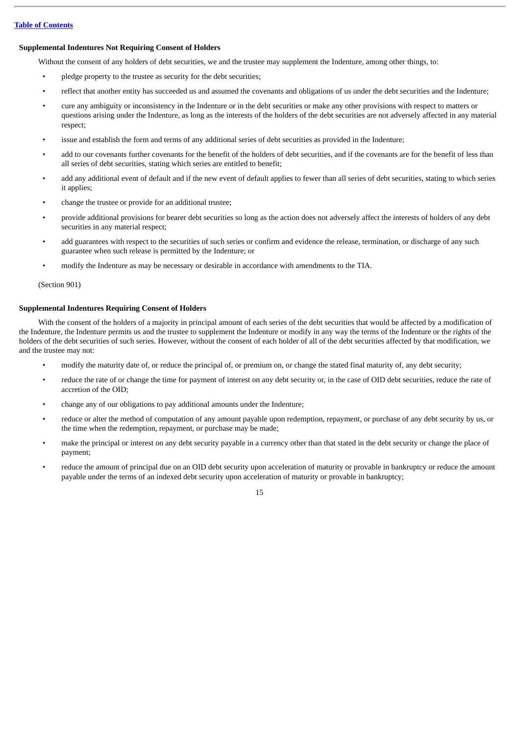**Supplemental Indentures Not Requiring Consent of Holders**

Without the consent of any holders of debt securities, we and the trustee may supplement the Indenture, among other things, to:

- pledge property to the trustee as security for the debt securities;
- reflect that another entity has succeeded us and assumed the covenants and obligations of us under the debt securities and the Indenture;
- cure any ambiguity or inconsistency in the Indenture or in the debt securities or make any other provisions with respect to matters or questions arising under the Indenture, as long as the interests of the holders of the debt securities are not adversely affected in any material respect;
- issue and establish the form and terms of any additional series of debt securities as provided in the Indenture;
- add to our covenants further covenants for the benefit of the holders of debt securities, and if the covenants are for the benefit of less than all series of debt securities, stating which series are entitled to benefit;
- add any additional event of default and if the new event of default applies to fewer than all series of debt securities, stating to which series it applies;
- change the trustee or provide for an additional trustee;
- provide additional provisions for bearer debt securities so long as the action does not adversely affect the interests of holders of any debt securities in any material respect;
- add guarantees with respect to the securities of such series or confirm and evidence the release, termination, or discharge of any such guarantee when such release is permitted by the Indenture; or
- modify the Indenture as may be necessary or desirable in accordance with amendments to the TIA.

(Section 901)

**Supplemental Indentures Requiring Consent of Holders**

With the consent of the holders of a majority in principal amount of each series of the debt securities that would be affected by a modification of the Indenture, the Indenture permits us and the trustee to supplement the Indenture or modify in any way the terms of the Indenture or the rights of the holders of the debt securities of such series. However, without the consent of each holder of all of the debt securities affected by that modification, we and the trustee may not:

- modify the maturity date of, or reduce the principal of, or premium on, or change the stated final maturity of, any debt security;
- reduce the rate of or change the time for payment of interest on any debt security or, in the case of OID debt securities, reduce the rate of accretion of the OID;
- change any of our obligations to pay additional amounts under the Indenture;
- reduce or alter the method of computation of any amount payable upon redemption, repayment, or purchase of any debt security by us, or the time when the redemption, repayment, or purchase may be made;
- make the principal or interest on any debt security payable in a currency other than that stated in the debt security or change the place of payment;
- reduce the amount of principal due on an OID debt security upon acceleration of maturity or provable in bankruptcy or reduce the amount payable under the terms of an indexed debt security upon acceleration of maturity or provable in bankruptcy;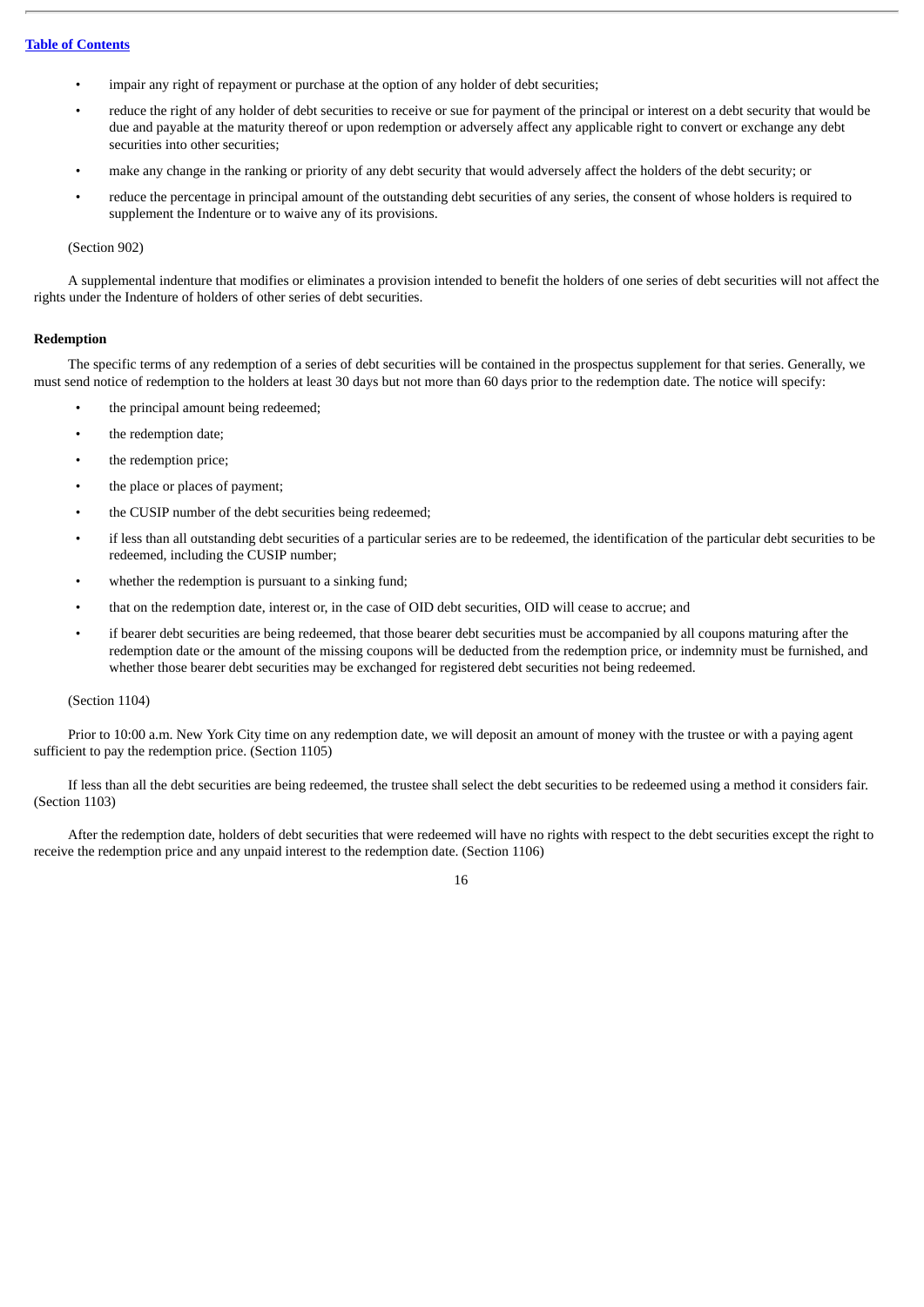- impair any right of repayment or purchase at the option of any holder of debt securities;
- reduce the right of any holder of debt securities to receive or sue for payment of the principal or interest on a debt security that would be due and payable at the maturity thereof or upon redemption or adversely affect any applicable right to convert or exchange any debt securities into other securities;
- make any change in the ranking or priority of any debt security that would adversely affect the holders of the debt security; or
- reduce the percentage in principal amount of the outstanding debt securities of any series, the consent of whose holders is required to supplement the Indenture or to waive any of its provisions.

(Section 902)

A supplemental indenture that modifies or eliminates a provision intended to benefit the holders of one series of debt securities will not affect the rights under the Indenture of holders of other series of debt securities.

**Redemption**

The specific terms of any redemption of a series of debt securities will be contained in the prospectus supplement for that series. Generally, we must send notice of redemption to the holders at least 30 days but not more than 60 days prior to the redemption date. The notice will specify:

- the principal amount being redeemed;
- the redemption date;
- the redemption price;
- the place or places of payment;
- the CUSIP number of the debt securities being redeemed;
- if less than all outstanding debt securities of a particular series are to be redeemed, the identification of the particular debt securities to be redeemed, including the CUSIP number;
- whether the redemption is pursuant to a sinking fund;
- that on the redemption date, interest or, in the case of OID debt securities, OID will cease to accrue; and
- if bearer debt securities are being redeemed, that those bearer debt securities must be accompanied by all coupons maturing after the redemption date or the amount of the missing coupons will be deducted from the redemption price, or indemnity must be furnished, and whether those bearer debt securities may be exchanged for registered debt securities not being redeemed.

(Section 1104)

Prior to 10:00 a.m. New York City time on any redemption date, we will deposit an amount of money with the trustee or with a paying agent sufficient to pay the redemption price. (Section 1105)

If less than all the debt securities are being redeemed, the trustee shall select the debt securities to be redeemed using a method it considers fair. (Section 1103)

After the redemption date, holders of debt securities that were redeemed will have no rights with respect to the debt securities except the right to receive the redemption price and any unpaid interest to the redemption date. (Section 1106)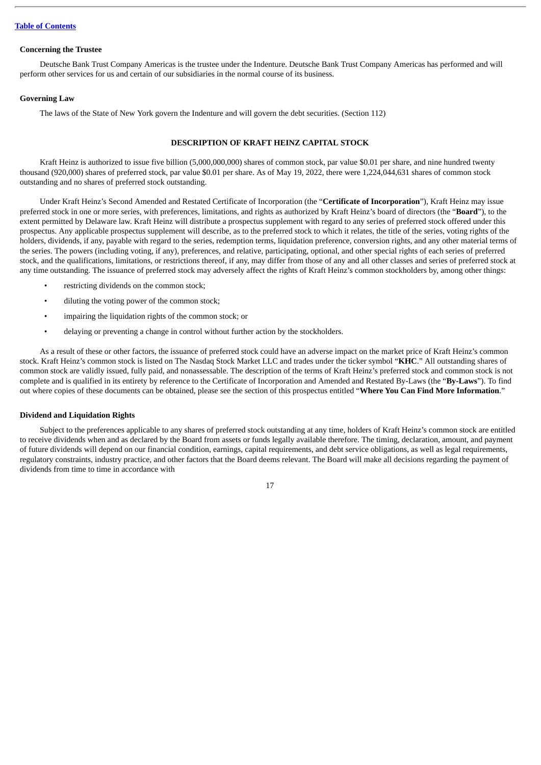### Concerning the Trustee

Deutsche Bank Trust Company Americas is the trustee under the Indenture. Deutsche Bank Trust Company Americas has performed and will perform other services for us and certain of our subsidiaries in the normal course of its business.

### Governing Law

The laws of the State of New York govern the Indenture and will govern the debt securities. (Section 112)

## DESCRIPTION OF KRAFT HEINZ CAPITAL STOCK

Kraft Heinz is authorized to issue five billion (5,000,000,000) shares of common stock, par value $0.01 per share, and nine hundred twenty thousand (920,000) shares of preferred stock, par value $0.01 per share. As of May 19, 2022, there were 1,224,044,631 shares of common stock outstanding and no shares of preferred stock outstanding.

Under Kraft Heinz's Second Amended and Restated Certificate of Incorporation (the "**Certificate of Incorporation**"), Kraft Heinz may issue preferred stock in one or more series, with preferences, limitations, and rights as authorized by Kraft Heinz's board of directors (the "**Board**"), to the extent permitted by Delaware law. Kraft Heinz will distribute a prospectus supplement with regard to any series of preferred stock offered under this prospectus. Any applicable prospectus supplement will describe, as to the preferred stock to which it relates, the title of the series, voting rights of the holders, dividends, if any, payable with regard to the series, redemption terms, liquidation preference, conversion rights, and any other material terms of the series. The powers (including voting, if any), preferences, and relative, participating, optional, and other special rights of each series of preferred stock, and the qualifications, limitations, or restrictions thereof, if any, may differ from those of any and all other classes and series of preferred stock at any time outstanding. The issuance of preferred stock may adversely affect the rights of Kraft Heinz's common stockholders by, among other things:

- restricting dividends on the common stock;
- diluting the voting power of the common stock;
- impairing the liquidation rights of the common stock; or
- delaying or preventing a change in control without further action by the stockholders.

As a result of these or other factors, the issuance of preferred stock could have an adverse impact on the market price of Kraft Heinz's common stock. Kraft Heinz's common stock is listed on The Nasdaq Stock Market LLC and trades under the ticker symbol "**KHC**." All outstanding shares of common stock are validly issued, fully paid, and nonassessable. The description of the terms of Kraft Heinz's preferred stock and common stock is not complete and is qualified in its entirety by reference to the Certificate of Incorporation and Amended and Restated By-Laws (the "**By-Laws**"). To find out where copies of these documents can be obtained, please see the section of this prospectus entitled "**Where You Can Find More Information**."

### Dividend and Liquidation Rights

Subject to the preferences applicable to any shares of preferred stock outstanding at any time, holders of Kraft Heinz's common stock are entitled to receive dividends when and as declared by the Board from assets or funds legally available therefore. The timing, declaration, amount, and payment of future dividends will depend on our financial condition, earnings, capital requirements, and debt service obligations, as well as legal requirements, regulatory constraints, industry practice, and other factors that the Board deems relevant. The Board will make all decisions regarding the payment of dividends from time to time in accordance with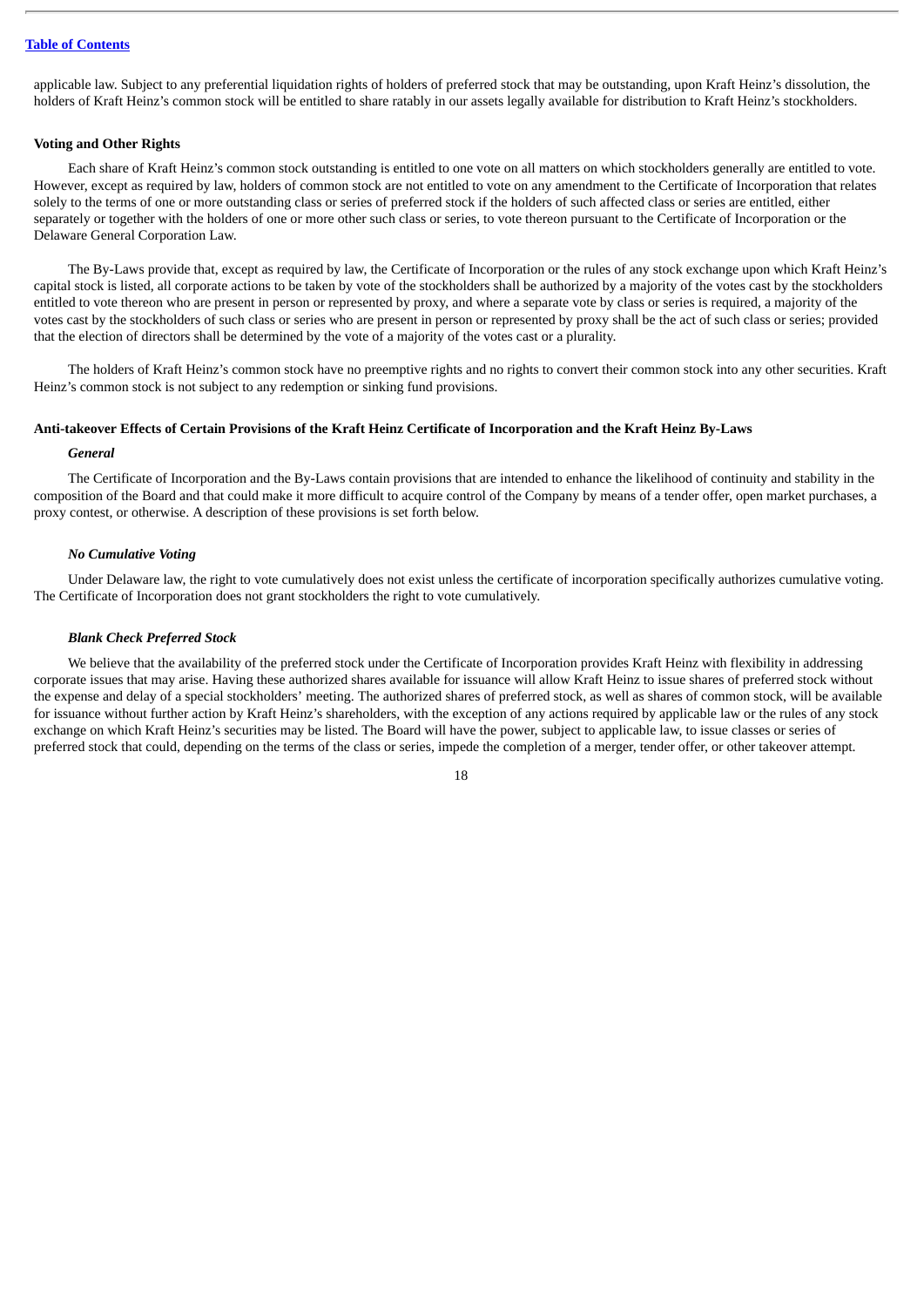applicable law. Subject to any preferential liquidation rights of holders of preferred stock that may be outstanding, upon Kraft Heinz's dissolution, the holders of Kraft Heinz's common stock will be entitled to share ratably in our assets legally available for distribution to Kraft Heinz's stockholders.

**Voting and Other Rights**

Each share of Kraft Heinz's common stock outstanding is entitled to one vote on all matters on which stockholders generally are entitled to vote. However, except as required by law, holders of common stock are not entitled to vote on any amendment to the Certificate of Incorporation that relates solely to the terms of one or more outstanding class or series of preferred stock if the holders of such affected class or series are entitled, either separately or together with the holders of one or more other such class or series, to vote thereon pursuant to the Certificate of Incorporation or the Delaware General Corporation Law.

The By-Laws provide that, except as required by law, the Certificate of Incorporation or the rules of any stock exchange upon which Kraft Heinz's capital stock is listed, all corporate actions to be taken by vote of the stockholders shall be authorized by a majority of the votes cast by the stockholders entitled to vote thereon who are present in person or represented by proxy, and where a separate vote by class or series is required, a majority of the votes cast by the stockholders of such class or series who are present in person or represented by proxy shall be the act of such class or series; provided that the election of directors shall be determined by the vote of a majority of the votes cast or a plurality.

The holders of Kraft Heinz's common stock have no preemptive rights and no rights to convert their common stock into any other securities. Kraft Heinz's common stock is not subject to any redemption or sinking fund provisions.

**Anti-takeover Effects of Certain Provisions of the Kraft Heinz Certificate of Incorporation and the Kraft Heinz By-Laws**

***General***

The Certificate of Incorporation and the By-Laws contain provisions that are intended to enhance the likelihood of continuity and stability in the composition of the Board and that could make it more difficult to acquire control of the Company by means of a tender offer, open market purchases, a proxy contest, or otherwise. A description of these provisions is set forth below.

***No Cumulative Voting***

Under Delaware law, the right to vote cumulatively does not exist unless the certificate of incorporation specifically authorizes cumulative voting. The Certificate of Incorporation does not grant stockholders the right to vote cumulatively.

***Blank Check Preferred Stock***

We believe that the availability of the preferred stock under the Certificate of Incorporation provides Kraft Heinz with flexibility in addressing corporate issues that may arise. Having these authorized shares available for issuance will allow Kraft Heinz to issue shares of preferred stock without the expense and delay of a special stockholders' meeting. The authorized shares of preferred stock, as well as shares of common stock, will be available for issuance without further action by Kraft Heinz's shareholders, with the exception of any actions required by applicable law or the rules of any stock exchange on which Kraft Heinz's securities may be listed. The Board will have the power, subject to applicable law, to issue classes or series of preferred stock that could, depending on the terms of the class or series, impede the completion of a merger, tender offer, or other takeover attempt.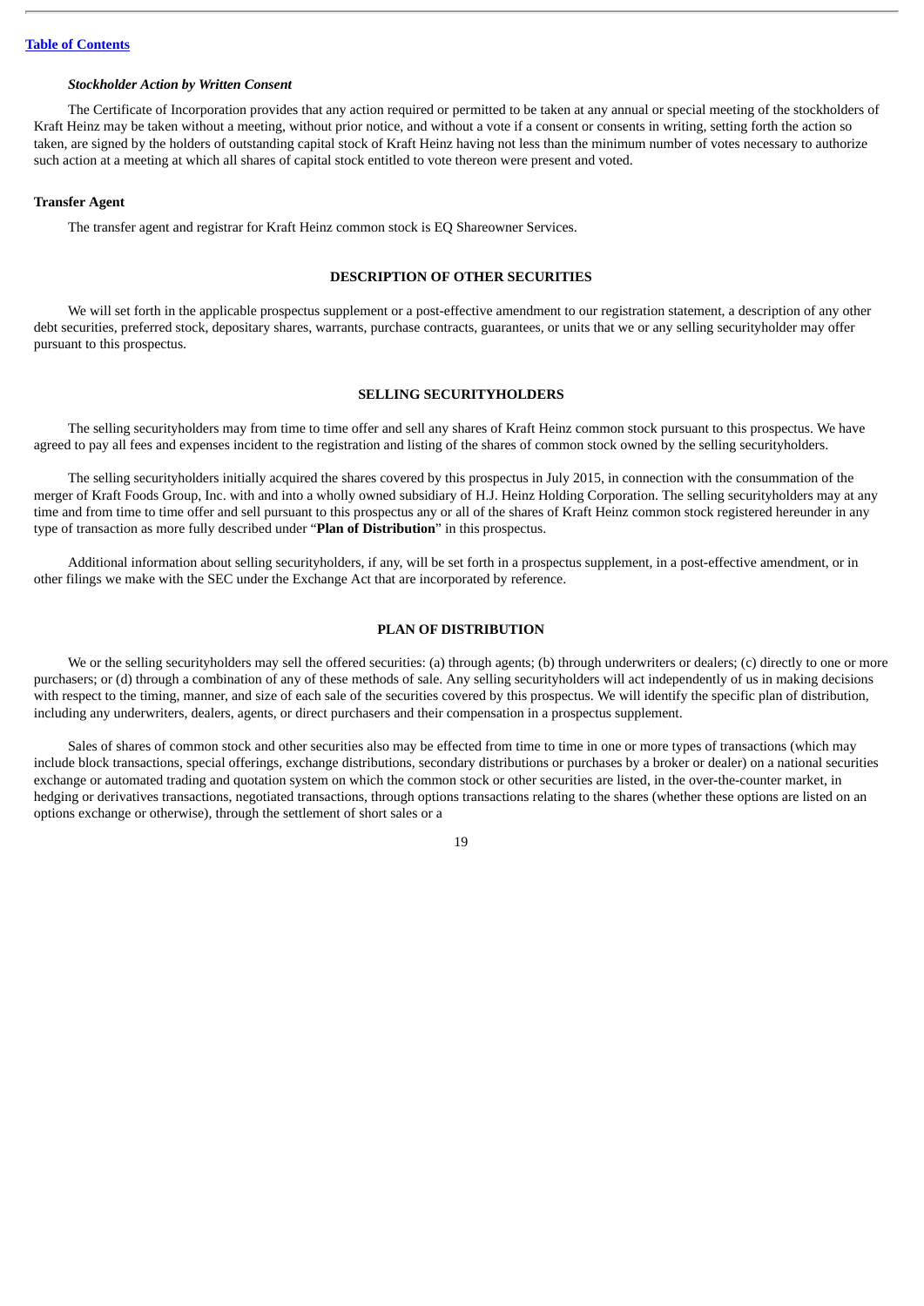*Stockholder Action by Written Consent*

The Certificate of Incorporation provides that any action required or permitted to be taken at any annual or special meeting of the stockholders of Kraft Heinz may be taken without a meeting, without prior notice, and without a vote if a consent or consents in writing, setting forth the action so taken, are signed by the holders of outstanding capital stock of Kraft Heinz having not less than the minimum number of votes necessary to authorize such action at a meeting at which all shares of capital stock entitled to vote thereon were present and voted.

**Transfer Agent**

The transfer agent and registrar for Kraft Heinz common stock is EQ Shareowner Services.

## DESCRIPTION OF OTHER SECURITIES

We will set forth in the applicable prospectus supplement or a post-effective amendment to our registration statement, a description of any other debt securities, preferred stock, depositary shares, warrants, purchase contracts, guarantees, or units that we or any selling securityholder may offer pursuant to this prospectus.

## SELLING SECURITYHOLDERS

The selling securityholders may from time to time offer and sell any shares of Kraft Heinz common stock pursuant to this prospectus. We have agreed to pay all fees and expenses incident to the registration and listing of the shares of common stock owned by the selling securityholders.

The selling securityholders initially acquired the shares covered by this prospectus in July 2015, in connection with the consummation of the merger of Kraft Foods Group, Inc. with and into a wholly owned subsidiary of H.J. Heinz Holding Corporation. The selling securityholders may at any time and from time to time offer and sell pursuant to this prospectus any or all of the shares of Kraft Heinz common stock registered hereunder in any type of transaction as more fully described under "**Plan of Distribution**" in this prospectus.

Additional information about selling securityholders, if any, will be set forth in a prospectus supplement, in a post-effective amendment, or in other filings we make with the SEC under the Exchange Act that are incorporated by reference.

## PLAN OF DISTRIBUTION

We or the selling securityholders may sell the offered securities: (a) through agents; (b) through underwriters or dealers; (c) directly to one or more purchasers; or (d) through a combination of any of these methods of sale. Any selling securityholders will act independently of us in making decisions with respect to the timing, manner, and size of each sale of the securities covered by this prospectus. We will identify the specific plan of distribution, including any underwriters, dealers, agents, or direct purchasers and their compensation in a prospectus supplement.

Sales of shares of common stock and other securities also may be effected from time to time in one or more types of transactions (which may include block transactions, special offerings, exchange distributions, secondary distributions or purchases by a broker or dealer) on a national securities exchange or automated trading and quotation system on which the common stock or other securities are listed, in the over-the-counter market, in hedging or derivatives transactions, negotiated transactions, through options transactions relating to the shares (whether these options are listed on an options exchange or otherwise), through the settlement of short sales or a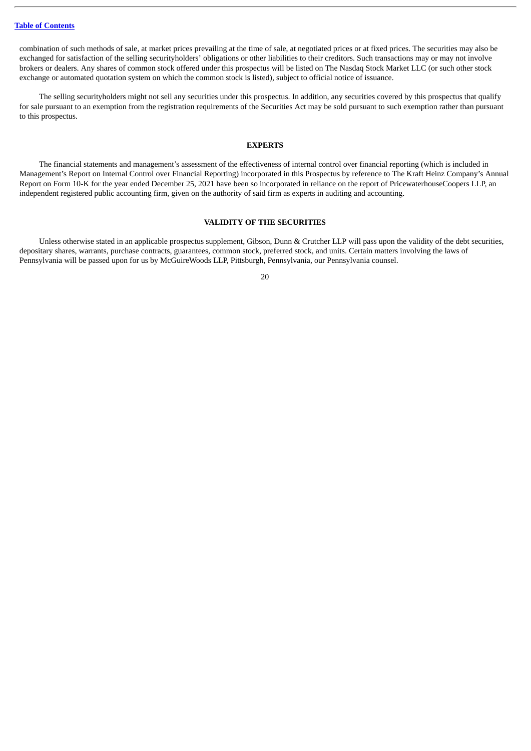combination of such methods of sale, at market prices prevailing at the time of sale, at negotiated prices or at fixed prices. The securities may also be exchanged for satisfaction of the selling securityholders' obligations or other liabilities to their creditors. Such transactions may or may not involve brokers or dealers. Any shares of common stock offered under this prospectus will be listed on The Nasdaq Stock Market LLC (or such other stock exchange or automated quotation system on which the common stock is listed), subject to official notice of issuance.

The selling securityholders might not sell any securities under this prospectus. In addition, any securities covered by this prospectus that qualify for sale pursuant to an exemption from the registration requirements of the Securities Act may be sold pursuant to such exemption rather than pursuant to this prospectus.

## EXPERTS

The financial statements and management's assessment of the effectiveness of internal control over financial reporting (which is included in Management's Report on Internal Control over Financial Reporting) incorporated in this Prospectus by reference to The Kraft Heinz Company's Annual Report on Form 10-K for the year ended December 25, 2021 have been so incorporated in reliance on the report of PricewaterhouseCoopers LLP, an independent registered public accounting firm, given on the authority of said firm as experts in auditing and accounting.

## VALIDITY OF THE SECURITIES

Unless otherwise stated in an applicable prospectus supplement, Gibson, Dunn & Crutcher LLP will pass upon the validity of the debt securities, depositary shares, warrants, purchase contracts, guarantees, common stock, preferred stock, and units. Certain matters involving the laws of Pennsylvania will be passed upon for us by McGuireWoods LLP, Pittsburgh, Pennsylvania, our Pennsylvania counsel.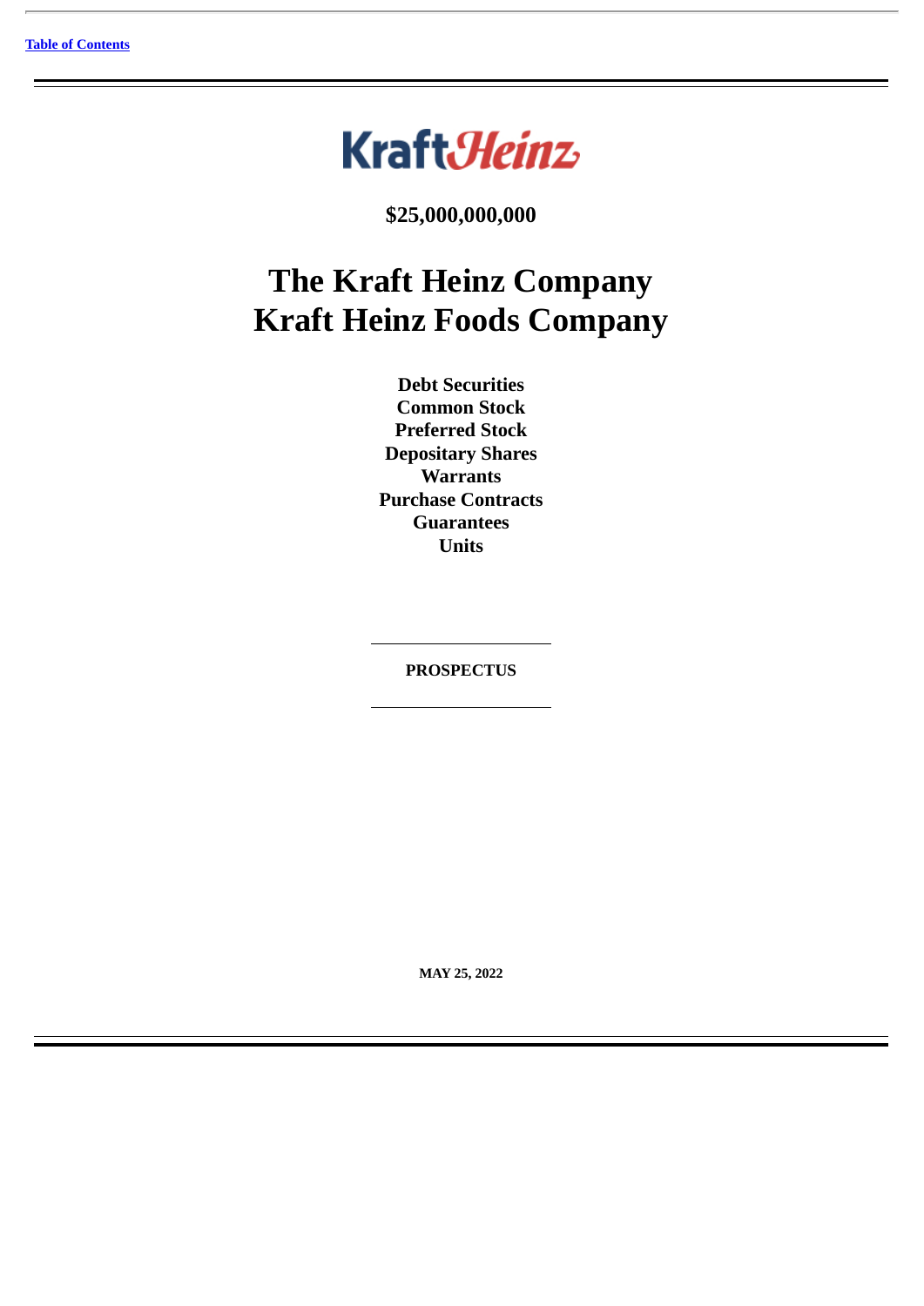[Table of Contents](#)

KraftHeinz

**$25,000,000,000**

# The Kraft Heinz Company
# Kraft Heinz Foods Company

**Debt Securities**
**Common Stock**
**Preferred Stock**
**Depositary Shares**
**Warrants**
**Purchase Contracts**
**Guarantees**
**Units**

---

**PROSPECTUS**

---

**MAY 25, 2022**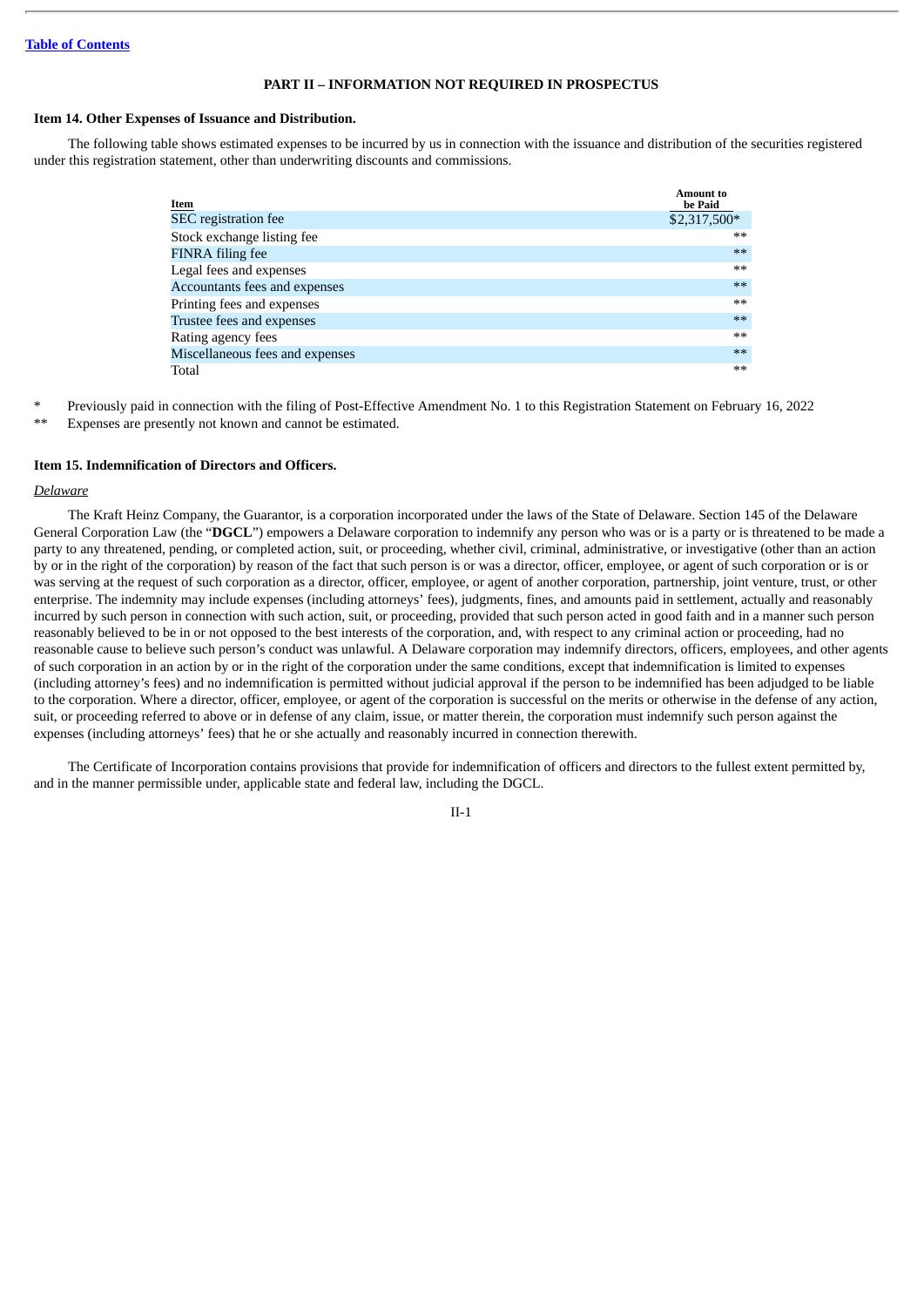[Table of Contents](#)

## PART II – INFORMATION NOT REQUIRED IN PROSPECTUS

### Item 14. Other Expenses of Issuance and Distribution.

The following table shows estimated expenses to be incurred by us in connection with the issuance and distribution of the securities registered under this registration statement, other than underwriting discounts and commissions.

| Item | Amount to be Paid |
|---|---|
| SEC registration fee | $2,317,500* |
| Stock exchange listing fee | ** |
| FINRA filing fee | ** |
| Legal fees and expenses | ** |
| Accountants fees and expenses | ** |
| Printing fees and expenses | ** |
| Trustee fees and expenses | ** |
| Rating agency fees | ** |
| Miscellaneous fees and expenses | ** |
| Total | ** |

\* Previously paid in connection with the filing of Post-Effective Amendment No. 1 to this Registration Statement on February 16, 2022

\** Expenses are presently not known and cannot be estimated.

### Item 15. Indemnification of Directors and Officers.

*Delaware*

The Kraft Heinz Company, the Guarantor, is a corporation incorporated under the laws of the State of Delaware. Section 145 of the Delaware General Corporation Law (the "**DGCL**") empowers a Delaware corporation to indemnify any person who was or is a party or is threatened to be made a party to any threatened, pending, or completed action, suit, or proceeding, whether civil, criminal, administrative, or investigative (other than an action by or in the right of the corporation) by reason of the fact that such person is or was a director, officer, employee, or agent of such corporation or is or was serving at the request of such corporation as a director, officer, employee, or agent of another corporation, partnership, joint venture, trust, or other enterprise. The indemnity may include expenses (including attorneys' fees), judgments, fines, and amounts paid in settlement, actually and reasonably incurred by such person in connection with such action, suit, or proceeding, provided that such person acted in good faith and in a manner such person reasonably believed to be in or not opposed to the best interests of the corporation, and, with respect to any criminal action or proceeding, had no reasonable cause to believe such person's conduct was unlawful. A Delaware corporation may indemnify directors, officers, employees, and other agents of such corporation in an action by or in the right of the corporation under the same conditions, except that indemnification is limited to expenses (including attorney's fees) and no indemnification is permitted without judicial approval if the person to be indemnified has been adjudged to be liable to the corporation. Where a director, officer, employee, or agent of the corporation is successful on the merits or otherwise in the defense of any action, suit, or proceeding referred to above or in defense of any claim, issue, or matter therein, the corporation must indemnify such person against the expenses (including attorneys' fees) that he or she actually and reasonably incurred in connection therewith.

The Certificate of Incorporation contains provisions that provide for indemnification of officers and directors to the fullest extent permitted by, and in the manner permissible under, applicable state and federal law, including the DGCL.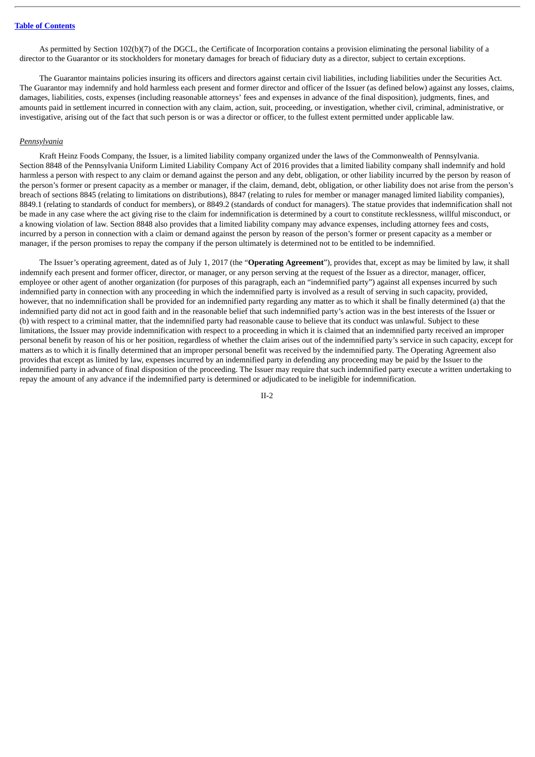As permitted by Section 102(b)(7) of the DGCL, the Certificate of Incorporation contains a provision eliminating the personal liability of a director to the Guarantor or its stockholders for monetary damages for breach of fiduciary duty as a director, subject to certain exceptions.

The Guarantor maintains policies insuring its officers and directors against certain civil liabilities, including liabilities under the Securities Act. The Guarantor may indemnify and hold harmless each present and former director and officer of the Issuer (as defined below) against any losses, claims, damages, liabilities, costs, expenses (including reasonable attorneys' fees and expenses in advance of the final disposition), judgments, fines, and amounts paid in settlement incurred in connection with any claim, action, suit, proceeding, or investigation, whether civil, criminal, administrative, or investigative, arising out of the fact that such person is or was a director or officer, to the fullest extent permitted under applicable law.

*Pennsylvania*

Kraft Heinz Foods Company, the Issuer, is a limited liability company organized under the laws of the Commonwealth of Pennsylvania. Section 8848 of the Pennsylvania Uniform Limited Liability Company Act of 2016 provides that a limited liability company shall indemnify and hold harmless a person with respect to any claim or demand against the person and any debt, obligation, or other liability incurred by the person by reason of the person's former or present capacity as a member or manager, if the claim, demand, debt, obligation, or other liability does not arise from the person's breach of sections 8845 (relating to limitations on distributions), 8847 (relating to rules for member or manager managed limited liability companies), 8849.1 (relating to standards of conduct for members), or 8849.2 (standards of conduct for managers). The statue provides that indemnification shall not be made in any case where the act giving rise to the claim for indemnification is determined by a court to constitute recklessness, willful misconduct, or a knowing violation of law. Section 8848 also provides that a limited liability company may advance expenses, including attorney fees and costs, incurred by a person in connection with a claim or demand against the person by reason of the person's former or present capacity as a member or manager, if the person promises to repay the company if the person ultimately is determined not to be entitled to be indemnified.

The Issuer's operating agreement, dated as of July 1, 2017 (the "**Operating Agreement**"), provides that, except as may be limited by law, it shall indemnify each present and former officer, director, or manager, or any person serving at the request of the Issuer as a director, manager, officer, employee or other agent of another organization (for purposes of this paragraph, each an "indemnified party") against all expenses incurred by such indemnified party in connection with any proceeding in which the indemnified party is involved as a result of serving in such capacity, provided, however, that no indemnification shall be provided for an indemnified party regarding any matter as to which it shall be finally determined (a) that the indemnified party did not act in good faith and in the reasonable belief that such indemnified party's action was in the best interests of the Issuer or (b) with respect to a criminal matter, that the indemnified party had reasonable cause to believe that its conduct was unlawful. Subject to these limitations, the Issuer may provide indemnification with respect to a proceeding in which it is claimed that an indemnified party received an improper personal benefit by reason of his or her position, regardless of whether the claim arises out of the indemnified party's service in such capacity, except for matters as to which it is finally determined that an improper personal benefit was received by the indemnified party. The Operating Agreement also provides that except as limited by law, expenses incurred by an indemnified party in defending any proceeding may be paid by the Issuer to the indemnified party in advance of final disposition of the proceeding. The Issuer may require that such indemnified party execute a written undertaking to repay the amount of any advance if the indemnified party is determined or adjudicated to be ineligible for indemnification.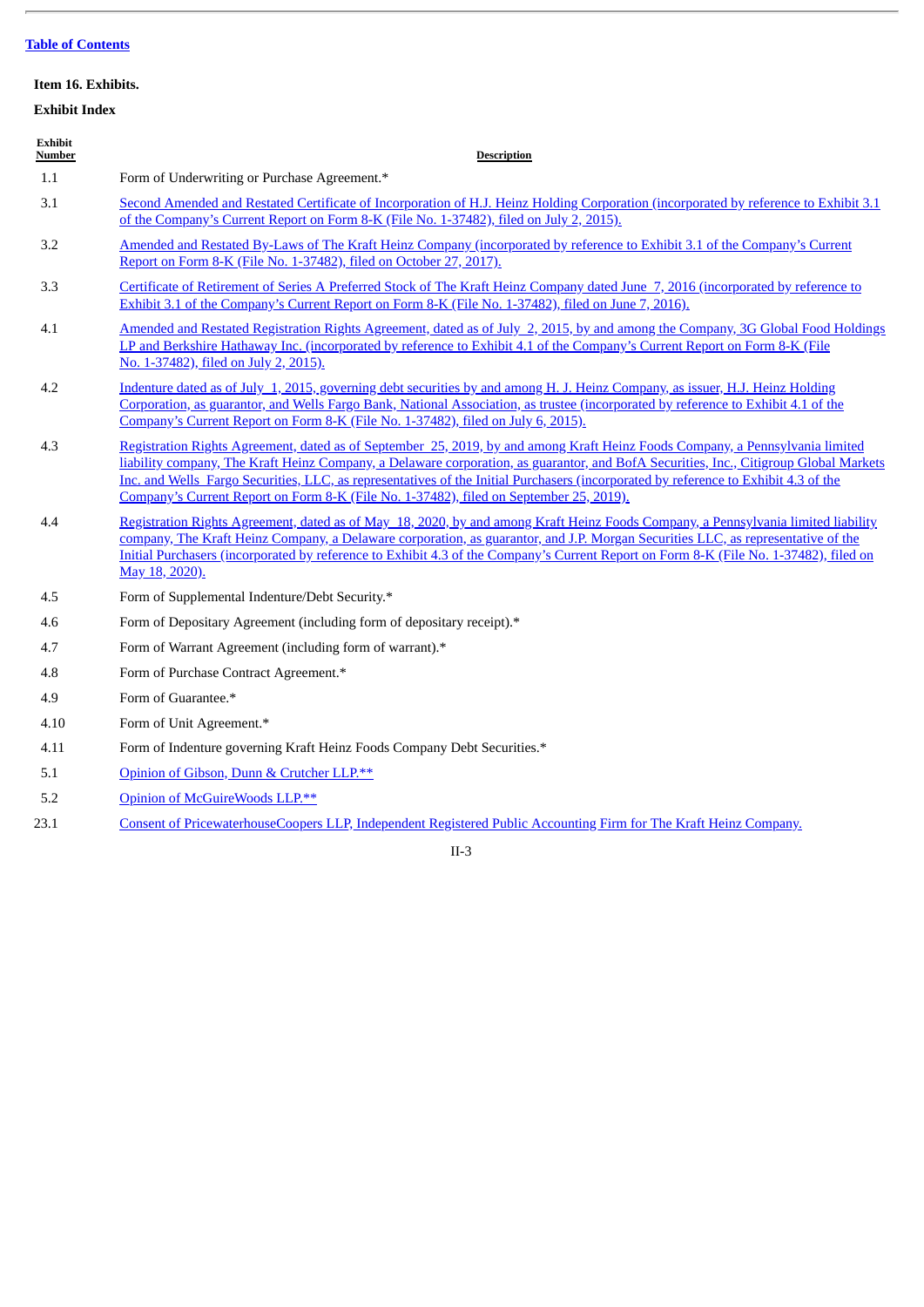[Table of Contents](#)

**Item 16. Exhibits.**

**Exhibit Index**

| Exhibit Number | Description |
|---|---|
| 1.1 | Form of Underwriting or Purchase Agreement.* |
| 3.1 | Second Amended and Restated Certificate of Incorporation of H.J. Heinz Holding Corporation (incorporated by reference to Exhibit 3.1 of the Company's Current Report on Form 8-K (File No. 1-37482), filed on July 2, 2015). |
| 3.2 | Amended and Restated By-Laws of The Kraft Heinz Company (incorporated by reference to Exhibit 3.1 of the Company's Current Report on Form 8-K (File No. 1-37482), filed on October 27, 2017). |
| 3.3 | Certificate of Retirement of Series A Preferred Stock of The Kraft Heinz Company dated June 7, 2016 (incorporated by reference to Exhibit 3.1 of the Company's Current Report on Form 8-K (File No. 1-37482), filed on June 7, 2016). |
| 4.1 | Amended and Restated Registration Rights Agreement, dated as of July 2, 2015, by and among the Company, 3G Global Food Holdings LP and Berkshire Hathaway Inc. (incorporated by reference to Exhibit 4.1 of the Company's Current Report on Form 8-K (File No. 1-37482), filed on July 2, 2015). |
| 4.2 | Indenture dated as of July 1, 2015, governing debt securities by and among H. J. Heinz Company, as issuer, H.J. Heinz Holding Corporation, as guarantor, and Wells Fargo Bank, National Association, as trustee (incorporated by reference to Exhibit 4.1 of the Company's Current Report on Form 8-K (File No. 1-37482), filed on July 6, 2015). |
| 4.3 | Registration Rights Agreement, dated as of September 25, 2019, by and among Kraft Heinz Foods Company, a Pennsylvania limited liability company, The Kraft Heinz Company, a Delaware corporation, as guarantor, and BofA Securities, Inc., Citigroup Global Markets Inc. and Wells Fargo Securities, LLC, as representatives of the Initial Purchasers (incorporated by reference to Exhibit 4.3 of the Company's Current Report on Form 8-K (File No. 1-37482), filed on September 25, 2019). |
| 4.4 | Registration Rights Agreement, dated as of May 18, 2020, by and among Kraft Heinz Foods Company, a Pennsylvania limited liability company, The Kraft Heinz Company, a Delaware corporation, as guarantor, and J.P. Morgan Securities LLC, as representative of the Initial Purchasers (incorporated by reference to Exhibit 4.3 of the Company's Current Report on Form 8-K (File No. 1-37482), filed on May 18, 2020). |
| 4.5 | Form of Supplemental Indenture/Debt Security.* |
| 4.6 | Form of Depositary Agreement (including form of depositary receipt).* |
| 4.7 | Form of Warrant Agreement (including form of warrant).* |
| 4.8 | Form of Purchase Contract Agreement.* |
| 4.9 | Form of Guarantee.* |
| 4.10 | Form of Unit Agreement.* |
| 4.11 | Form of Indenture governing Kraft Heinz Foods Company Debt Securities.* |
| 5.1 | Opinion of Gibson, Dunn & Crutcher LLP.** |
| 5.2 | Opinion of McGuireWoods LLP.** |
| 23.1 | Consent of PricewaterhouseCoopers LLP, Independent Registered Public Accounting Firm for The Kraft Heinz Company. |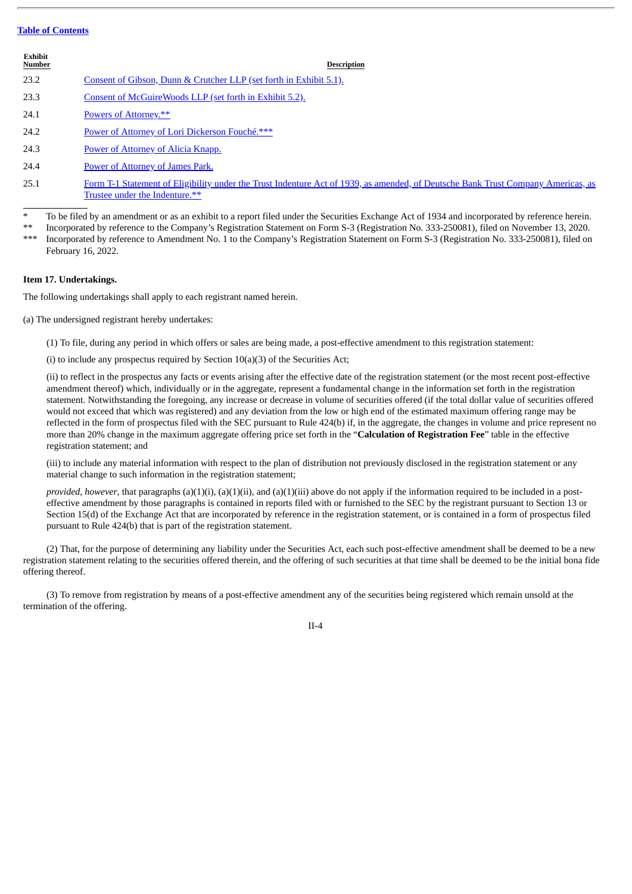| Exhibit Number | Description |
|---|---|
| 23.2 | Consent of Gibson, Dunn & Crutcher LLP (set forth in Exhibit 5.1). |
| 23.3 | Consent of McGuireWoods LLP (set forth in Exhibit 5.2). |
| 24.1 | Powers of Attorney.** |
| 24.2 | Power of Attorney of Lori Dickerson Fouché.*** |
| 24.3 | Power of Attorney of Alicia Knapp. |
| 24.4 | Power of Attorney of James Park. |
| 25.1 | Form T-1 Statement of Eligibility under the Trust Indenture Act of 1939, as amended, of Deutsche Bank Trust Company Americas, as Trustee under the Indenture.** |

\* To be filed by an amendment or as an exhibit to a report filed under the Securities Exchange Act of 1934 and incorporated by reference herein.

** Incorporated by reference to the Company's Registration Statement on Form S-3 (Registration No. 333-250081), filed on November 13, 2020.

*** Incorporated by reference to Amendment No. 1 to the Company's Registration Statement on Form S-3 (Registration No. 333-250081), filed on February 16, 2022.

**Item 17. Undertakings.**

The following undertakings shall apply to each registrant named herein.

(a) The undersigned registrant hereby undertakes:

(1) To file, during any period in which offers or sales are being made, a post-effective amendment to this registration statement:

(i) to include any prospectus required by Section 10(a)(3) of the Securities Act;

(ii) to reflect in the prospectus any facts or events arising after the effective date of the registration statement (or the most recent post-effective amendment thereof) which, individually or in the aggregate, represent a fundamental change in the information set forth in the registration statement. Notwithstanding the foregoing, any increase or decrease in volume of securities offered (if the total dollar value of securities offered would not exceed that which was registered) and any deviation from the low or high end of the estimated maximum offering range may be reflected in the form of prospectus filed with the SEC pursuant to Rule 424(b) if, in the aggregate, the changes in volume and price represent no more than 20% change in the maximum aggregate offering price set forth in the "**Calculation of Registration Fee**" table in the effective registration statement; and

(iii) to include any material information with respect to the plan of distribution not previously disclosed in the registration statement or any material change to such information in the registration statement;

*provided*, *however*, that paragraphs (a)(1)(i), (a)(1)(ii), and (a)(1)(iii) above do not apply if the information required to be included in a post-effective amendment by those paragraphs is contained in reports filed with or furnished to the SEC by the registrant pursuant to Section 13 or Section 15(d) of the Exchange Act that are incorporated by reference in the registration statement, or is contained in a form of prospectus filed pursuant to Rule 424(b) that is part of the registration statement.

(2) That, for the purpose of determining any liability under the Securities Act, each such post-effective amendment shall be deemed to be a new registration statement relating to the securities offered therein, and the offering of such securities at that time shall be deemed to be the initial bona fide offering thereof.

(3) To remove from registration by means of a post-effective amendment any of the securities being registered which remain unsold at the termination of the offering.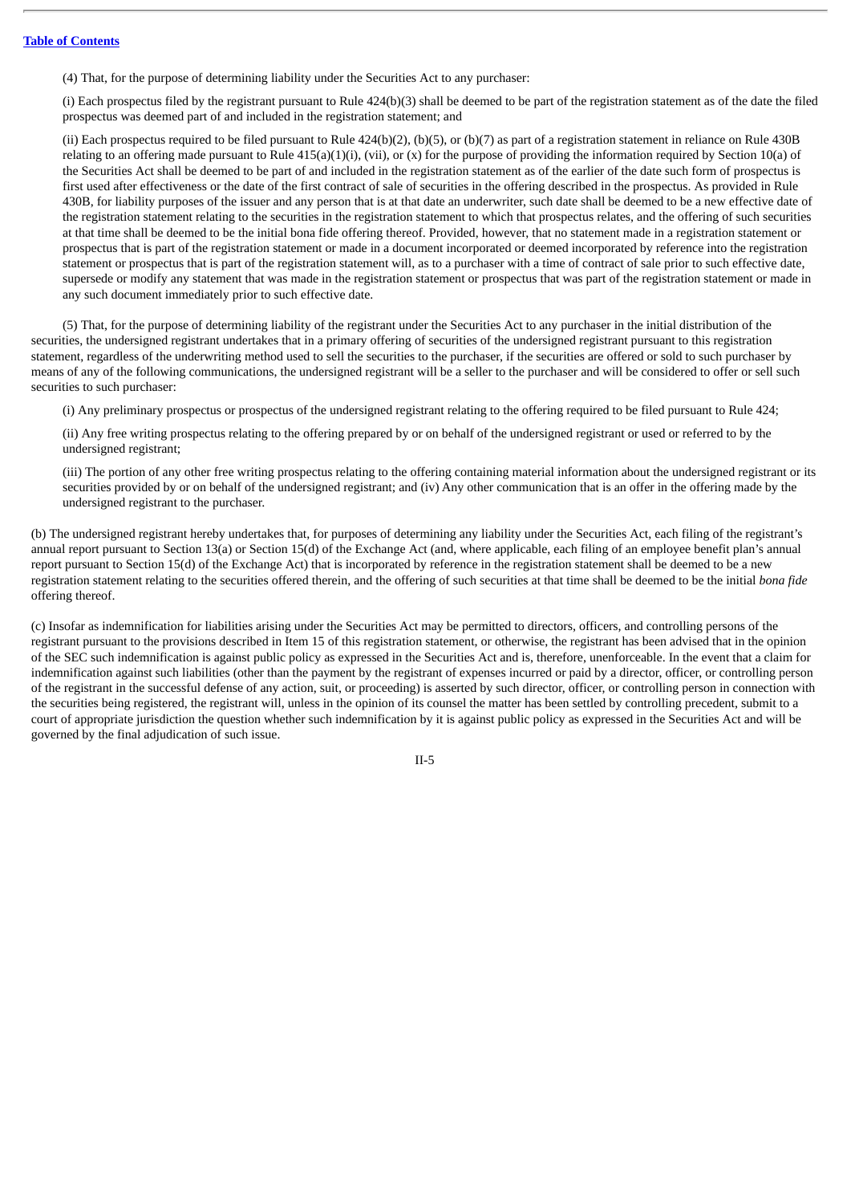(4) That, for the purpose of determining liability under the Securities Act to any purchaser:

(i) Each prospectus filed by the registrant pursuant to Rule 424(b)(3) shall be deemed to be part of the registration statement as of the date the filed prospectus was deemed part of and included in the registration statement; and

(ii) Each prospectus required to be filed pursuant to Rule 424(b)(2), (b)(5), or (b)(7) as part of a registration statement in reliance on Rule 430B relating to an offering made pursuant to Rule 415(a)(1)(i), (vii), or (x) for the purpose of providing the information required by Section 10(a) of the Securities Act shall be deemed to be part of and included in the registration statement as of the earlier of the date such form of prospectus is first used after effectiveness or the date of the first contract of sale of securities in the offering described in the prospectus. As provided in Rule 430B, for liability purposes of the issuer and any person that is at that date an underwriter, such date shall be deemed to be a new effective date of the registration statement relating to the securities in the registration statement to which that prospectus relates, and the offering of such securities at that time shall be deemed to be the initial bona fide offering thereof. Provided, however, that no statement made in a registration statement or prospectus that is part of the registration statement or made in a document incorporated or deemed incorporated by reference into the registration statement or prospectus that is part of the registration statement will, as to a purchaser with a time of contract of sale prior to such effective date, supersede or modify any statement that was made in the registration statement or prospectus that was part of the registration statement or made in any such document immediately prior to such effective date.

(5) That, for the purpose of determining liability of the registrant under the Securities Act to any purchaser in the initial distribution of the securities, the undersigned registrant undertakes that in a primary offering of securities of the undersigned registrant pursuant to this registration statement, regardless of the underwriting method used to sell the securities to the purchaser, if the securities are offered or sold to such purchaser by means of any of the following communications, the undersigned registrant will be a seller to the purchaser and will be considered to offer or sell such securities to such purchaser:

(i) Any preliminary prospectus or prospectus of the undersigned registrant relating to the offering required to be filed pursuant to Rule 424;

(ii) Any free writing prospectus relating to the offering prepared by or on behalf of the undersigned registrant or used or referred to by the undersigned registrant;

(iii) The portion of any other free writing prospectus relating to the offering containing material information about the undersigned registrant or its securities provided by or on behalf of the undersigned registrant; and (iv) Any other communication that is an offer in the offering made by the undersigned registrant to the purchaser.

(b) The undersigned registrant hereby undertakes that, for purposes of determining any liability under the Securities Act, each filing of the registrant's annual report pursuant to Section 13(a) or Section 15(d) of the Exchange Act (and, where applicable, each filing of an employee benefit plan's annual report pursuant to Section 15(d) of the Exchange Act) that is incorporated by reference in the registration statement shall be deemed to be a new registration statement relating to the securities offered therein, and the offering of such securities at that time shall be deemed to be the initial *bona fide* offering thereof.

(c) Insofar as indemnification for liabilities arising under the Securities Act may be permitted to directors, officers, and controlling persons of the registrant pursuant to the provisions described in Item 15 of this registration statement, or otherwise, the registrant has been advised that in the opinion of the SEC such indemnification is against public policy as expressed in the Securities Act and is, therefore, unenforceable. In the event that a claim for indemnification against such liabilities (other than the payment by the registrant of expenses incurred or paid by a director, officer, or controlling person of the registrant in the successful defense of any action, suit, or proceeding) is asserted by such director, officer, or controlling person in connection with the securities being registered, the registrant will, unless in the opinion of its counsel the matter has been settled by controlling precedent, submit to a court of appropriate jurisdiction the question whether such indemnification by it is against public policy as expressed in the Securities Act and will be governed by the final adjudication of such issue.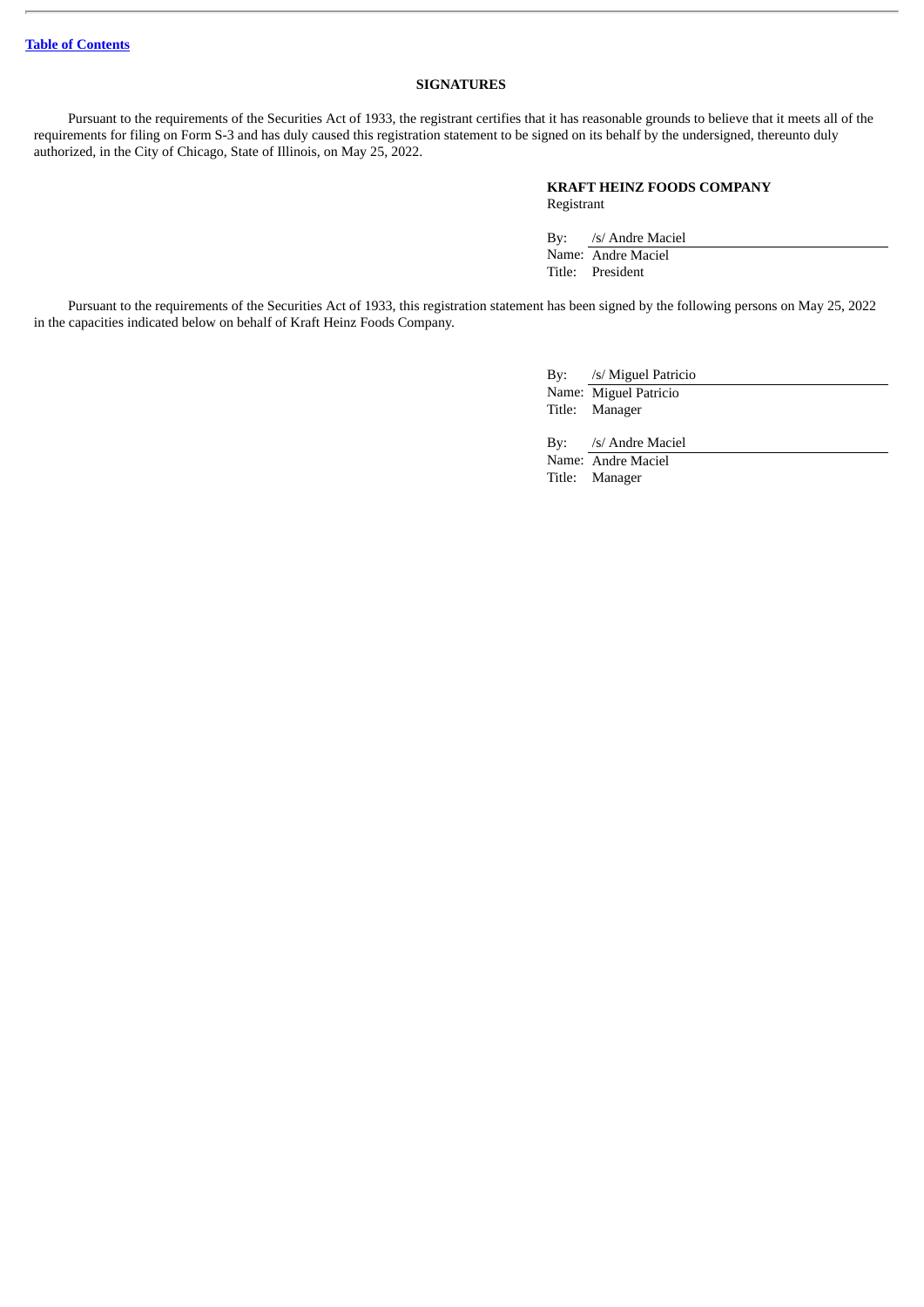[Table of Contents]

## SIGNATURES

Pursuant to the requirements of the Securities Act of 1933, the registrant certifies that it has reasonable grounds to believe that it meets all of the requirements for filing on Form S-3 and has duly caused this registration statement to be signed on its behalf by the undersigned, thereunto duly authorized, in the City of Chicago, State of Illinois, on May 25, 2022.

**KRAFT HEINZ FOODS COMPANY**
Registrant

By: /s/ Andre Maciel
Name: Andre Maciel
Title: President

Pursuant to the requirements of the Securities Act of 1933, this registration statement has been signed by the following persons on May 25, 2022 in the capacities indicated below on behalf of Kraft Heinz Foods Company.

By: /s/ Miguel Patricio
Name: Miguel Patricio
Title: Manager

By: /s/ Andre Maciel
Name: Andre Maciel
Title: Manager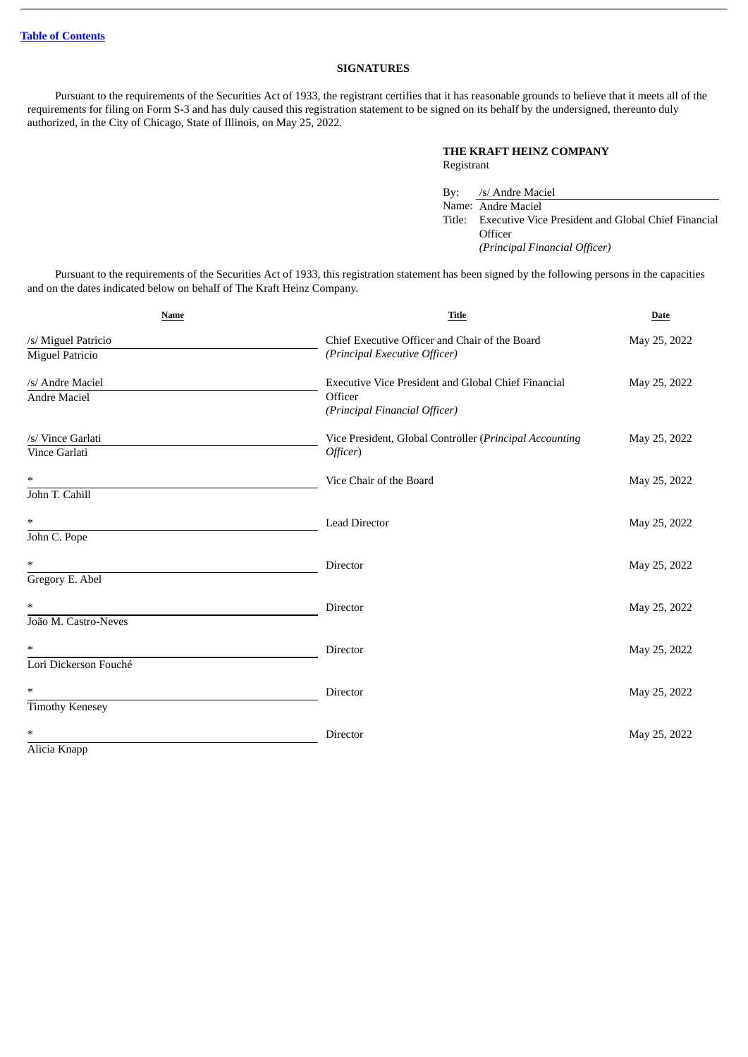[Table of Contents]

## SIGNATURES

Pursuant to the requirements of the Securities Act of 1933, the registrant certifies that it has reasonable grounds to believe that it meets all of the requirements for filing on Form S-3 and has duly caused this registration statement to be signed on its behalf by the undersigned, thereunto duly authorized, in the City of Chicago, State of Illinois, on May 25, 2022.

**THE KRAFT HEINZ COMPANY**
Registrant

By: /s/ Andre Maciel
Name: Andre Maciel
Title: Executive Vice President and Global Chief Financial Officer
*(Principal Financial Officer)*

Pursuant to the requirements of the Securities Act of 1933, this registration statement has been signed by the following persons in the capacities and on the dates indicated below on behalf of The Kraft Heinz Company.

| Name | Title | Date |
|---|---|---|
| /s/ Miguel Patricio<br>Miguel Patricio | Chief Executive Officer and Chair of the Board *(Principal Executive Officer)* | May 25, 2022 |
| /s/ Andre Maciel<br>Andre Maciel | Executive Vice President and Global Chief Financial Officer *(Principal Financial Officer)* | May 25, 2022 |
| /s/ Vince Garlati<br>Vince Garlati | Vice President, Global Controller (*Principal Accounting Officer*) | May 25, 2022 |
| *<br>John T. Cahill | Vice Chair of the Board | May 25, 2022 |
| *<br>John C. Pope | Lead Director | May 25, 2022 |
| *<br>Gregory E. Abel | Director | May 25, 2022 |
| *<br>João M. Castro-Neves | Director | May 25, 2022 |
| *<br>Lori Dickerson Fouché | Director | May 25, 2022 |
| *<br>Timothy Kenesey | Director | May 25, 2022 |
| *<br>Alicia Knapp | Director | May 25, 2022 |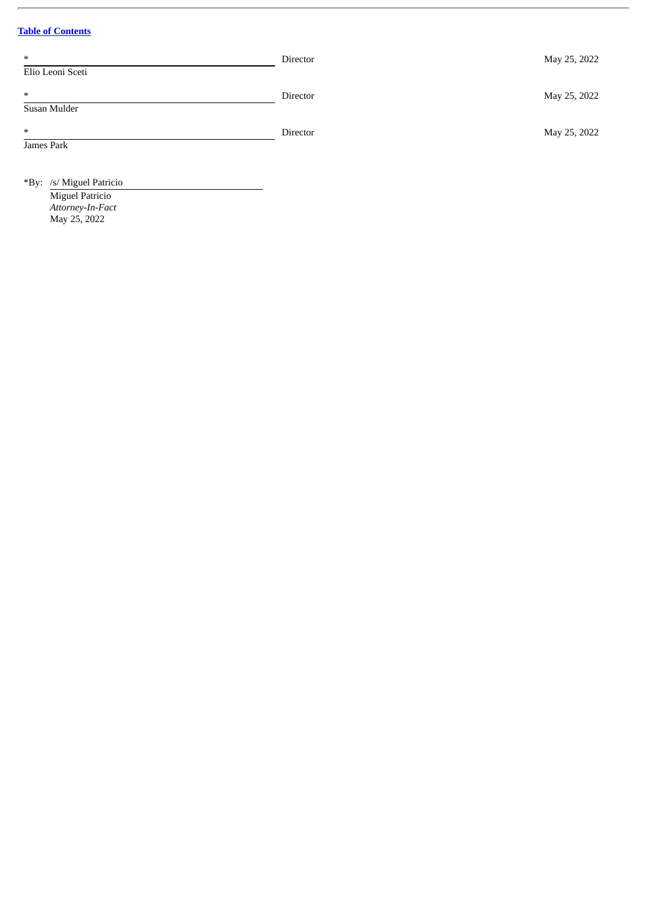[Table of Contents](#)

| | | |
|---|---|---|
| * <br> Elio Leoni Sceti | Director | May 25, 2022 |
| * <br> Susan Mulder | Director | May 25, 2022 |
| * <br> James Park | Director | May 25, 2022 |

*By: /s/ Miguel Patricio
Miguel Patricio
*Attorney-In-Fact*
May 25, 2022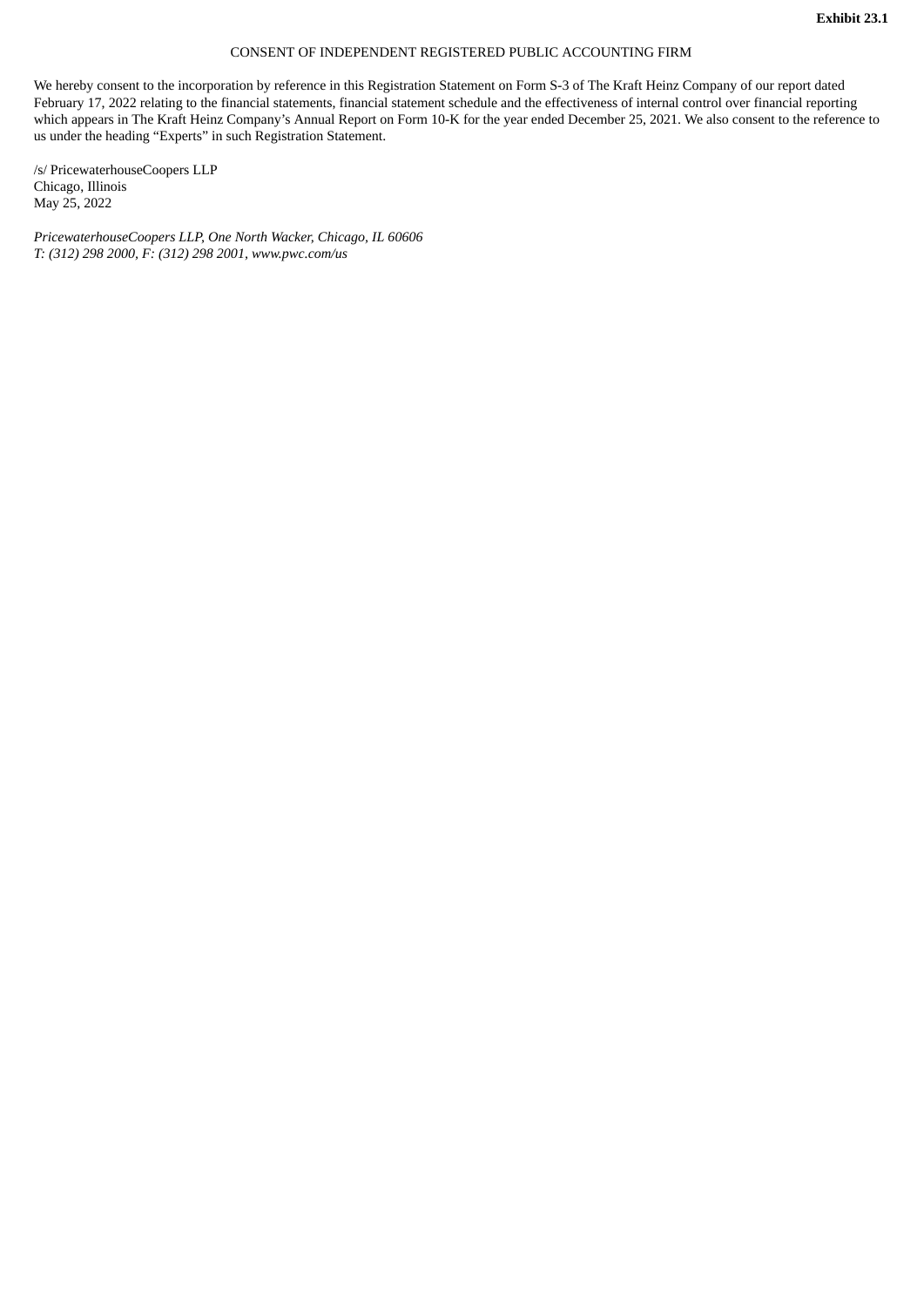**Exhibit 23.1**

CONSENT OF INDEPENDENT REGISTERED PUBLIC ACCOUNTING FIRM

We hereby consent to the incorporation by reference in this Registration Statement on Form S-3 of The Kraft Heinz Company of our report dated February 17, 2022 relating to the financial statements, financial statement schedule and the effectiveness of internal control over financial reporting which appears in The Kraft Heinz Company's Annual Report on Form 10-K for the year ended December 25, 2021. We also consent to the reference to us under the heading "Experts" in such Registration Statement.

/s/ PricewaterhouseCoopers LLP
Chicago, Illinois
May 25, 2022

*PricewaterhouseCoopers LLP, One North Wacker, Chicago, IL 60606*
*T: (312) 298 2000, F: (312) 298 2001, www.pwc.com/us*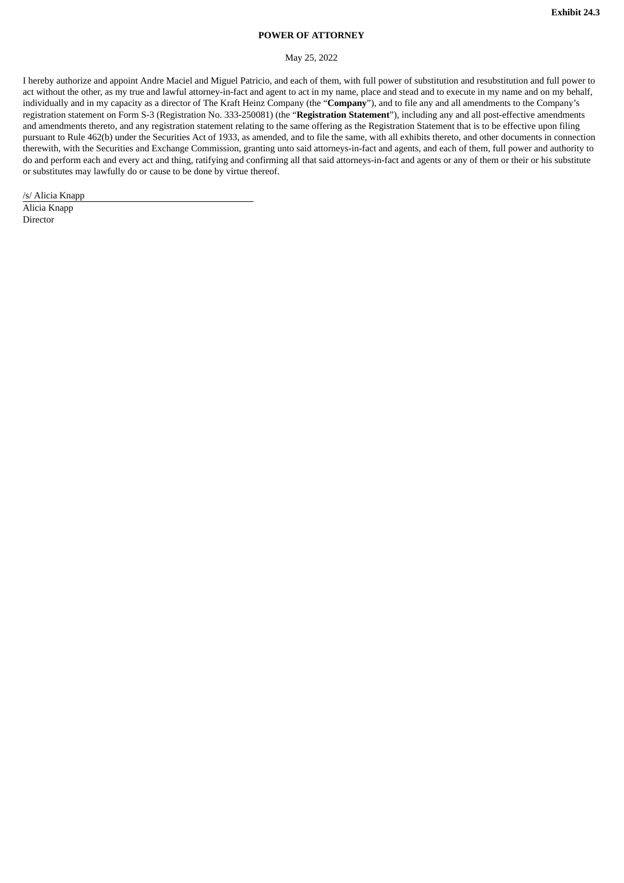**Exhibit 24.3**

**POWER OF ATTORNEY**

May 25, 2022

I hereby authorize and appoint Andre Maciel and Miguel Patricio, and each of them, with full power of substitution and resubstitution and full power to act without the other, as my true and lawful attorney-in-fact and agent to act in my name, place and stead and to execute in my name and on my behalf, individually and in my capacity as a director of The Kraft Heinz Company (the "**Company**"), and to file any and all amendments to the Company's registration statement on Form S-3 (Registration No. 333-250081) (the "**Registration Statement**"), including any and all post-effective amendments and amendments thereto, and any registration statement relating to the same offering as the Registration Statement that is to be effective upon filing pursuant to Rule 462(b) under the Securities Act of 1933, as amended, and to file the same, with all exhibits thereto, and other documents in connection therewith, with the Securities and Exchange Commission, granting unto said attorneys-in-fact and agents, and each of them, full power and authority to do and perform each and every act and thing, ratifying and confirming all that said attorneys-in-fact and agents or any of them or their or his substitute or substitutes may lawfully do or cause to be done by virtue thereof.

/s/ Alicia Knapp

Alicia Knapp
Director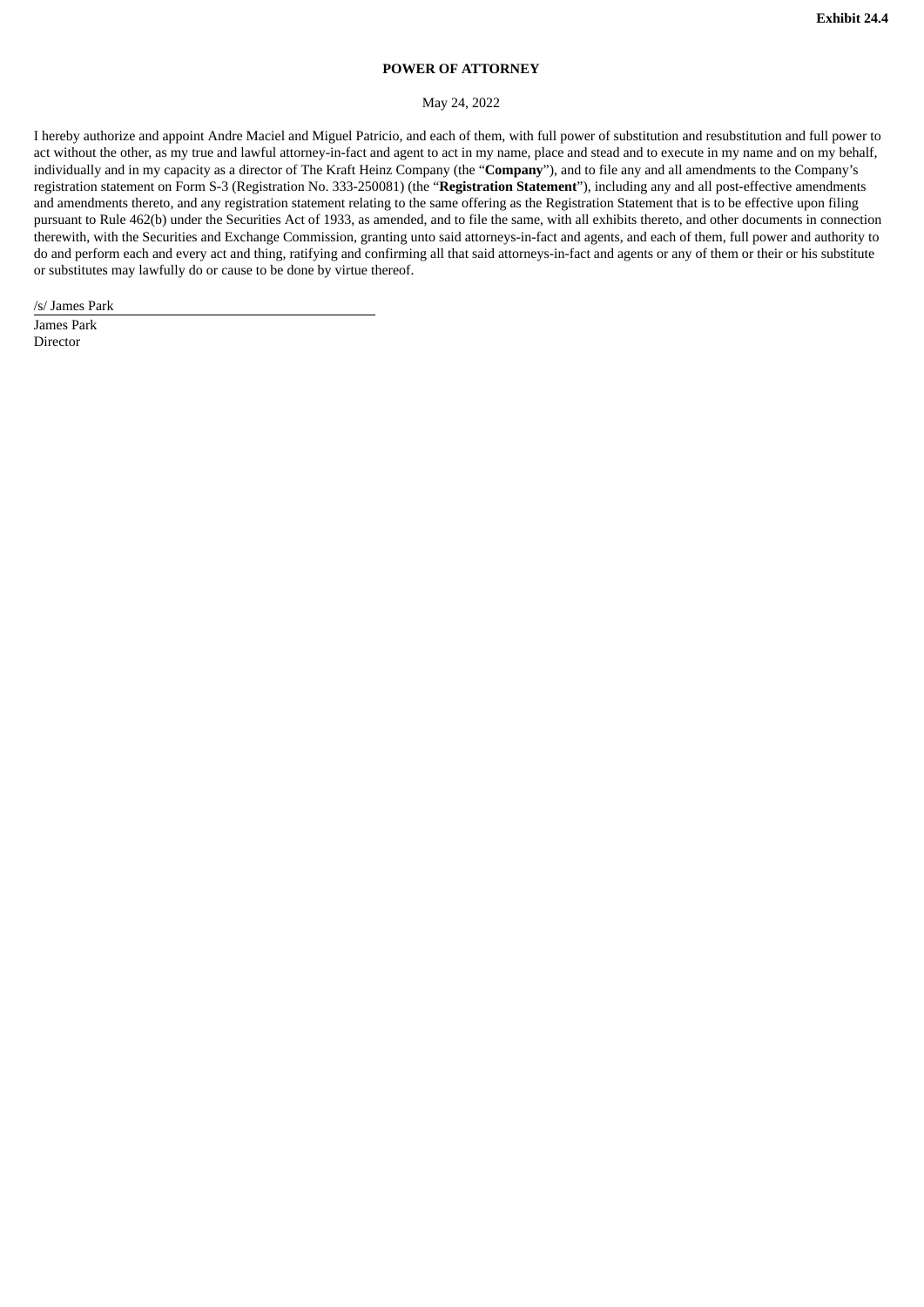**Exhibit 24.4**

**POWER OF ATTORNEY**

May 24, 2022

I hereby authorize and appoint Andre Maciel and Miguel Patricio, and each of them, with full power of substitution and resubstitution and full power to act without the other, as my true and lawful attorney-in-fact and agent to act in my name, place and stead and to execute in my name and on my behalf, individually and in my capacity as a director of The Kraft Heinz Company (the "**Company**"), and to file any and all amendments to the Company's registration statement on Form S-3 (Registration No. 333-250081) (the "**Registration Statement**"), including any and all post-effective amendments and amendments thereto, and any registration statement relating to the same offering as the Registration Statement that is to be effective upon filing pursuant to Rule 462(b) under the Securities Act of 1933, as amended, and to file the same, with all exhibits thereto, and other documents in connection therewith, with the Securities and Exchange Commission, granting unto said attorneys-in-fact and agents, and each of them, full power and authority to do and perform each and every act and thing, ratifying and confirming all that said attorneys-in-fact and agents or any of them or their or his substitute or substitutes may lawfully do or cause to be done by virtue thereof.

/s/ James Park

James Park
Director